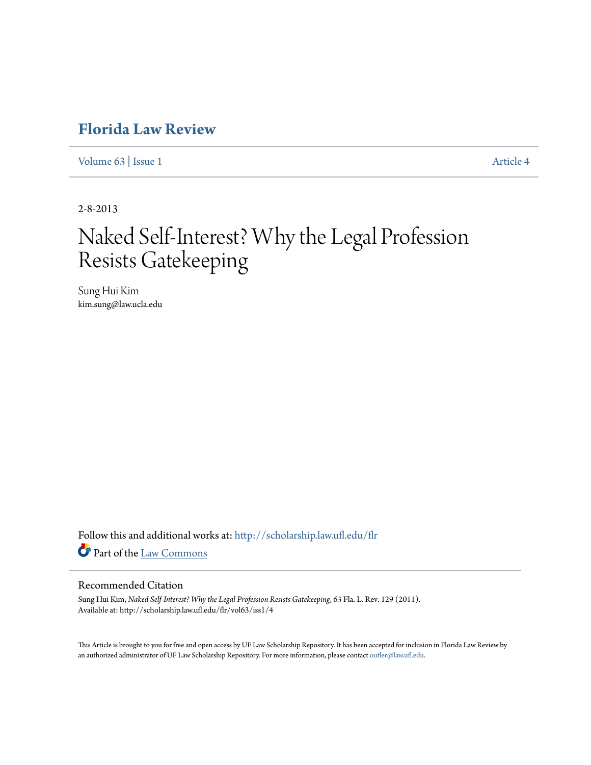# Florida Law Review

Volume 63 | Issue 1 Article 4

2-8-2013

# Naked Self-Interest? Why the Legal Profession Resists Gatekeeping

Sung Hui Kim
kim.sung@law.ucla.edu

Follow this and additional works at: http://scholarship.law.ufl.edu/flr

Part of the Law Commons

## Recommended Citation

Sung Hui Kim, *Naked Self-Interest? Why the Legal Profession Resists Gatekeeping*, 63 Fla. L. Rev. 129 (2011).
Available at: http://scholarship.law.ufl.edu/flr/vol63/iss1/4

This Article is brought to you for free and open access by UF Law Scholarship Repository. It has been accepted for inclusion in Florida Law Review by an authorized administrator of UF Law Scholarship Repository. For more information, please contact outler@law.ufl.edu.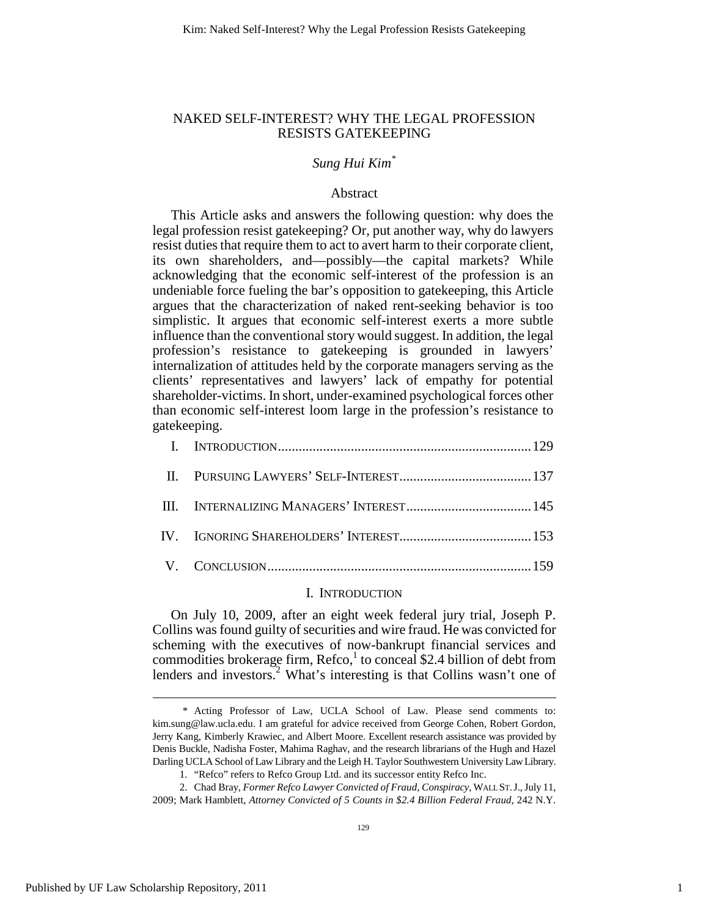# NAKED SELF-INTEREST? WHY THE LEGAL PROFESSION RESISTS GATEKEEPING

*Sung Hui Kim*[*]

## Abstract

This Article asks and answers the following question: why does the legal profession resist gatekeeping? Or, put another way, why do lawyers resist duties that require them to act to avert harm to their corporate client, its own shareholders, and—possibly—the capital markets? While acknowledging that the economic self-interest of the profession is an undeniable force fueling the bar's opposition to gatekeeping, this Article argues that the characterization of naked rent-seeking behavior is too simplistic. It argues that economic self-interest exerts a more subtle influence than the conventional story would suggest. In addition, the legal profession's resistance to gatekeeping is grounded in lawyers' internalization of attitudes held by the corporate managers serving as the clients' representatives and lawyers' lack of empathy for potential shareholder-victims. In short, under-examined psychological forces other than economic self-interest loom large in the profession's resistance to gatekeeping.

| | | |
|---|---|---|
| I. | INTRODUCTION | 129 |
| II. | PURSUING LAWYERS' SELF-INTEREST | 137 |
| III. | INTERNALIZING MANAGERS' INTEREST | 145 |
| IV. | IGNORING SHAREHOLDERS' INTEREST | 153 |
| V. | CONCLUSION | 159 |

## I. INTRODUCTION

On July 10, 2009, after an eight week federal jury trial, Joseph P. Collins was found guilty of securities and wire fraud. He was convicted for scheming with the executives of now-bankrupt financial services and commodities brokerage firm, Refco,[1] to conceal $2.4 billion of debt from lenders and investors.[2] What's interesting is that Collins wasn't one of

---

\* Acting Professor of Law, UCLA School of Law. Please send comments to: kim.sung@law.ucla.edu. I am grateful for advice received from George Cohen, Robert Gordon, Jerry Kang, Kimberly Krawiec, and Albert Moore. Excellent research assistance was provided by Denis Buckle, Nadisha Foster, Mahima Raghav, and the research librarians of the Hugh and Hazel Darling UCLA School of Law Library and the Leigh H. Taylor Southwestern University Law Library.

1. "Refco" refers to Refco Group Ltd. and its successor entity Refco Inc.

2. Chad Bray, *Former Refco Lawyer Convicted of Fraud, Conspiracy*, WALL ST. J., July 11, 2009; Mark Hamblett, *Attorney Convicted of 5 Counts in $2.4 Billion Federal Fraud*, 242 N.Y.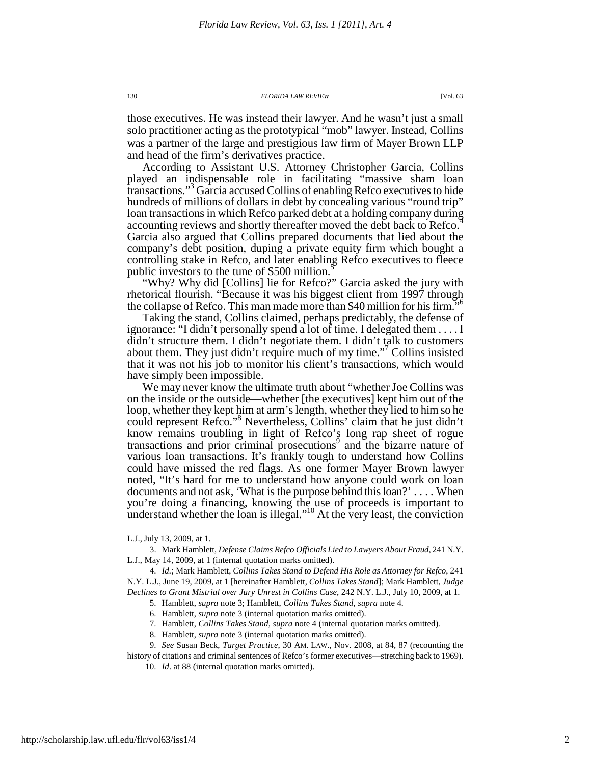those executives. He was instead their lawyer. And he wasn't just a small solo practitioner acting as the prototypical "mob" lawyer. Instead, Collins was a partner of the large and prestigious law firm of Mayer Brown LLP and head of the firm's derivatives practice.

According to Assistant U.S. Attorney Christopher Garcia, Collins played an indispensable role in facilitating "massive sham loan transactions."[3] Garcia accused Collins of enabling Refco executives to hide hundreds of millions of dollars in debt by concealing various "round trip" loan transactions in which Refco parked debt at a holding company during accounting reviews and shortly thereafter moved the debt back to Refco.[4] Garcia also argued that Collins prepared documents that lied about the company's debt position, duping a private equity firm which bought a controlling stake in Refco, and later enabling Refco executives to fleece public investors to the tune of $500 million.[5]

"Why? Why did [Collins] lie for Refco?" Garcia asked the jury with rhetorical flourish. "Because it was his biggest client from 1997 through the collapse of Refco. This man made more than $40 million for his firm."[6]

Taking the stand, Collins claimed, perhaps predictably, the defense of ignorance: "I didn't personally spend a lot of time. I delegated them . . . . I didn't structure them. I didn't negotiate them. I didn't talk to customers about them. They just didn't require much of my time."[7] Collins insisted that it was not his job to monitor his client's transactions, which would have simply been impossible.

We may never know the ultimate truth about "whether Joe Collins was on the inside or the outside—whether [the executives] kept him out of the loop, whether they kept him at arm's length, whether they lied to him so he could represent Refco."[8] Nevertheless, Collins' claim that he just didn't know remains troubling in light of Refco's long rap sheet of rogue transactions and prior criminal prosecutions[9] and the bizarre nature of various loan transactions. It's frankly tough to understand how Collins could have missed the red flags. As one former Mayer Brown lawyer noted, "It's hard for me to understand how anyone could work on loan documents and not ask, 'What is the purpose behind this loan?' . . . . When you're doing a financing, knowing the use of proceeds is important to understand whether the loan is illegal."[10] At the very least, the conviction

---

L.J., July 13, 2009, at 1.

3. Mark Hamblett, *Defense Claims Refco Officials Lied to Lawyers About Fraud*, 241 N.Y. L.J., May 14, 2009, at 1 (internal quotation marks omitted).

4. *Id.*; Mark Hamblett, *Collins Takes Stand to Defend His Role as Attorney for Refco*, 241 N.Y. L.J., June 19, 2009, at 1 [hereinafter Hamblett, *Collins Takes Stand*]; Mark Hamblett, *Judge Declines to Grant Mistrial over Jury Unrest in Collins Case*, 242 N.Y. L.J., July 10, 2009, at 1.

5. Hamblett, *supra* note 3; Hamblett, *Collins Takes Stand*, *supra* note 4.

6. Hamblett, *supra* note 3 (internal quotation marks omitted).

7. Hamblett, *Collins Takes Stand*, *supra* note 4 (internal quotation marks omitted).

8. Hamblett, *supra* note 3 (internal quotation marks omitted).

9. *See* Susan Beck, *Target Practice*, 30 AM. LAW., Nov. 2008, at 84, 87 (recounting the history of citations and criminal sentences of Refco's former executives—stretching back to 1969).

10. *Id*. at 88 (internal quotation marks omitted).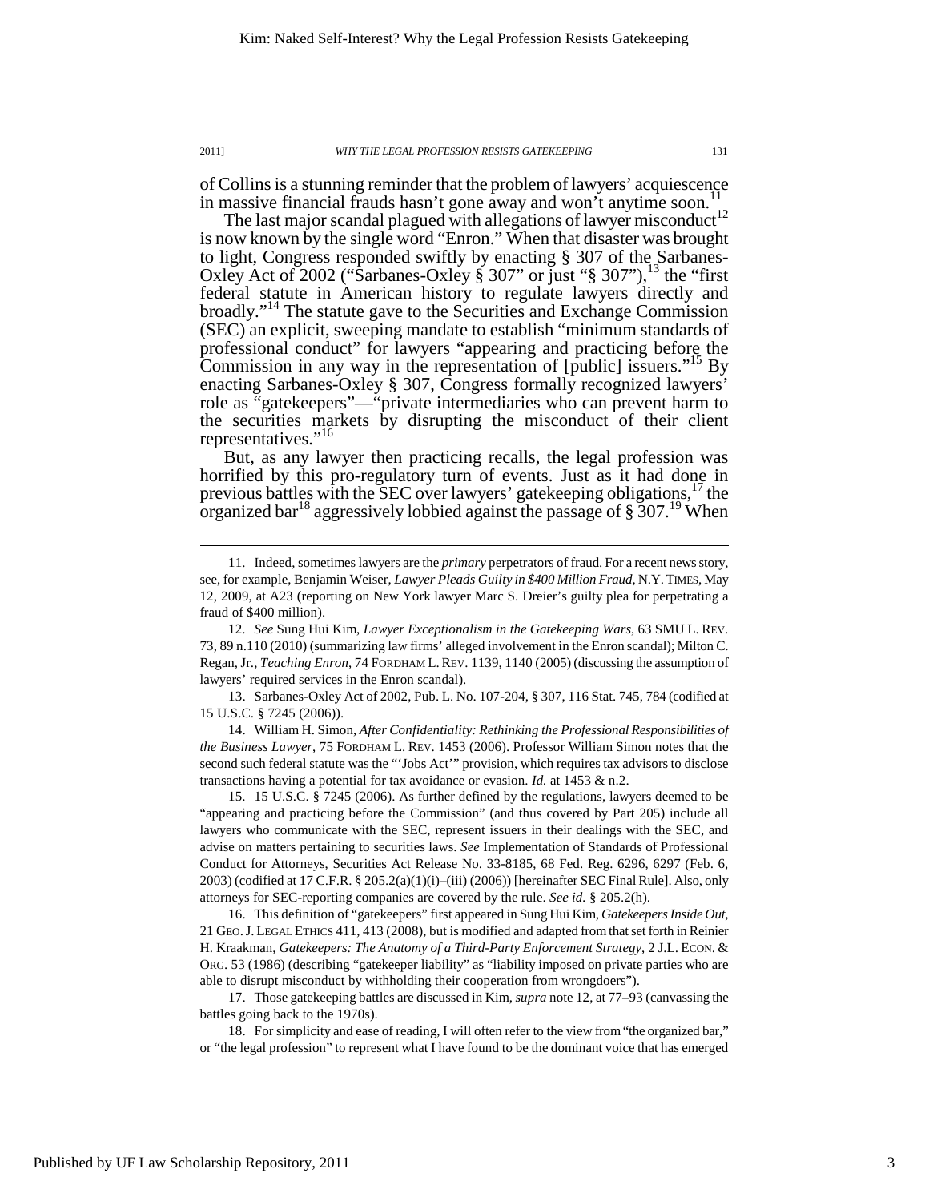of Collins is a stunning reminder that the problem of lawyers' acquiescence in massive financial frauds hasn't gone away and won't anytime soon.[11]

The last major scandal plagued with allegations of lawyer misconduct[12] is now known by the single word "Enron." When that disaster was brought to light, Congress responded swiftly by enacting § 307 of the Sarbanes-Oxley Act of 2002 ("Sarbanes-Oxley § 307" or just "§ 307"),[13] the "first federal statute in American history to regulate lawyers directly and broadly."[14] The statute gave to the Securities and Exchange Commission (SEC) an explicit, sweeping mandate to establish "minimum standards of professional conduct" for lawyers "appearing and practicing before the Commission in any way in the representation of [public] issuers."[15] By enacting Sarbanes-Oxley § 307, Congress formally recognized lawyers' role as "gatekeepers"—"private intermediaries who can prevent harm to the securities markets by disrupting the misconduct of their client representatives."[16]

But, as any lawyer then practicing recalls, the legal profession was horrified by this pro-regulatory turn of events. Just as it had done in previous battles with the SEC over lawyers' gatekeeping obligations,[17] the organized bar[18] aggressively lobbied against the passage of § 307.[19] When

---

11. Indeed, sometimes lawyers are the *primary* perpetrators of fraud. For a recent news story, see, for example, Benjamin Weiser, *Lawyer Pleads Guilty in $400 Million Fraud*, N.Y. TIMES, May 12, 2009, at A23 (reporting on New York lawyer Marc S. Dreier's guilty plea for perpetrating a fraud of $400 million).

12. *See* Sung Hui Kim, *Lawyer Exceptionalism in the Gatekeeping Wars*, 63 SMU L. REV. 73, 89 n.110 (2010) (summarizing law firms' alleged involvement in the Enron scandal); Milton C. Regan, Jr., *Teaching Enron*, 74 FORDHAM L. REV. 1139, 1140 (2005) (discussing the assumption of lawyers' required services in the Enron scandal).

13. Sarbanes-Oxley Act of 2002, Pub. L. No. 107-204, § 307, 116 Stat. 745, 784 (codified at 15 U.S.C. § 7245 (2006)).

14. William H. Simon, *After Confidentiality: Rethinking the Professional Responsibilities of the Business Lawyer*, 75 FORDHAM L. REV. 1453 (2006). Professor William Simon notes that the second such federal statute was the "'Jobs Act'" provision, which requires tax advisors to disclose transactions having a potential for tax avoidance or evasion. *Id.* at 1453 & n.2.

15. 15 U.S.C. § 7245 (2006). As further defined by the regulations, lawyers deemed to be "appearing and practicing before the Commission" (and thus covered by Part 205) include all lawyers who communicate with the SEC, represent issuers in their dealings with the SEC, and advise on matters pertaining to securities laws. *See* Implementation of Standards of Professional Conduct for Attorneys, Securities Act Release No. 33-8185, 68 Fed. Reg. 6296, 6297 (Feb. 6, 2003) (codified at 17 C.F.R. § 205.2(a)(1)(i)–(iii) (2006)) [hereinafter SEC Final Rule]. Also, only attorneys for SEC-reporting companies are covered by the rule. *See id.* § 205.2(h).

16. This definition of "gatekeepers" first appeared in Sung Hui Kim, *Gatekeepers Inside Out*, 21 GEO. J. LEGAL ETHICS 411, 413 (2008), but is modified and adapted from that set forth in Reinier H. Kraakman, *Gatekeepers: The Anatomy of a Third-Party Enforcement Strategy*, 2 J.L. ECON. & ORG. 53 (1986) (describing "gatekeeper liability" as "liability imposed on private parties who are able to disrupt misconduct by withholding their cooperation from wrongdoers").

17. Those gatekeeping battles are discussed in Kim, *supra* note 12, at 77–93 (canvassing the battles going back to the 1970s).

18. For simplicity and ease of reading, I will often refer to the view from "the organized bar," or "the legal profession" to represent what I have found to be the dominant voice that has emerged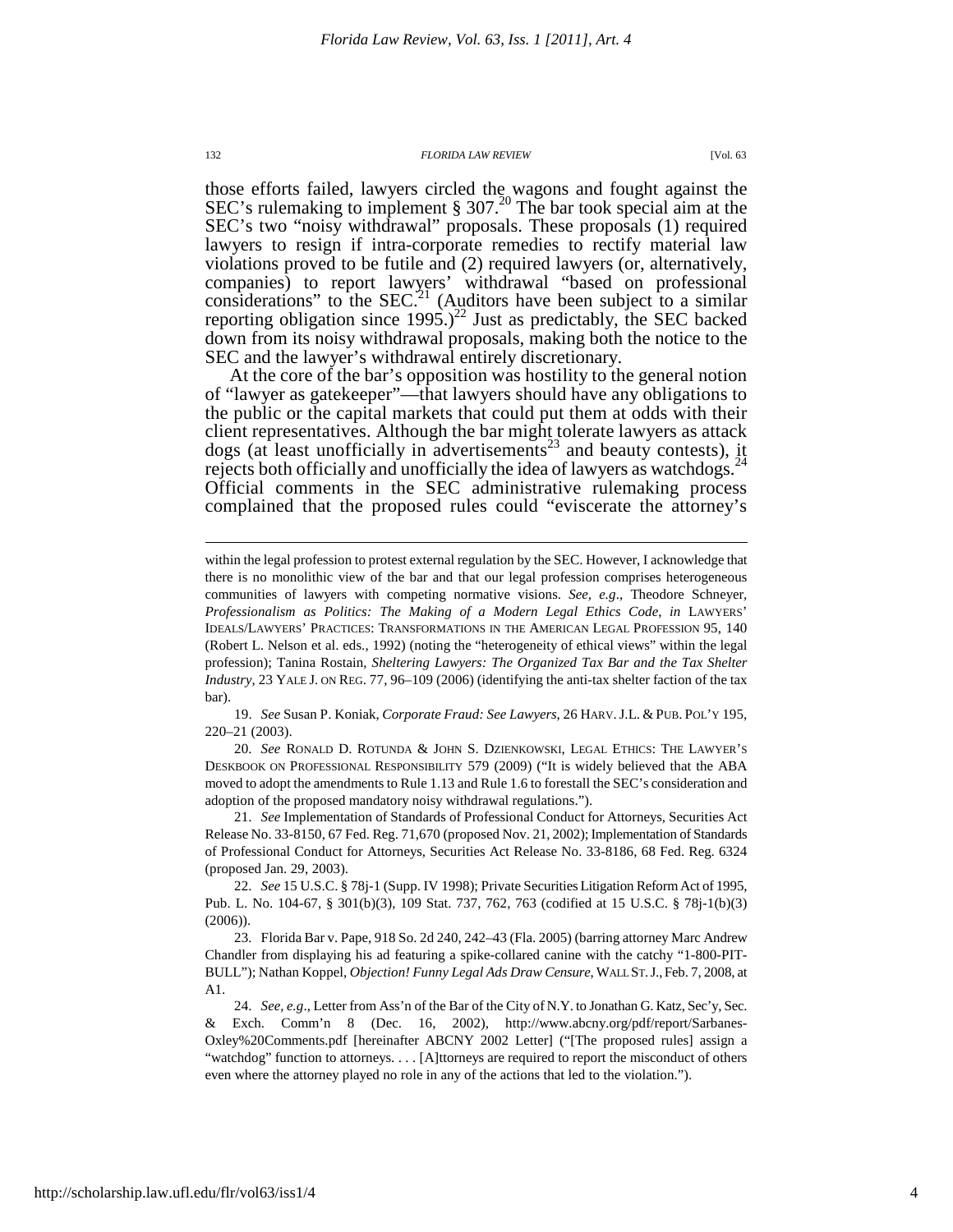those efforts failed, lawyers circled the wagons and fought against the SEC's rulemaking to implement § 307.[20] The bar took special aim at the SEC's two "noisy withdrawal" proposals. These proposals (1) required lawyers to resign if intra-corporate remedies to rectify material law violations proved to be futile and (2) required lawyers (or, alternatively, companies) to report lawyers' withdrawal "based on professional considerations" to the SEC.[21] (Auditors have been subject to a similar reporting obligation since 1995.)[22] Just as predictably, the SEC backed down from its noisy withdrawal proposals, making both the notice to the SEC and the lawyer's withdrawal entirely discretionary.

At the core of the bar's opposition was hostility to the general notion of "lawyer as gatekeeper"—that lawyers should have any obligations to the public or the capital markets that could put them at odds with their client representatives. Although the bar might tolerate lawyers as attack dogs (at least unofficially in advertisements[23] and beauty contests), it rejects both officially and unofficially the idea of lawyers as watchdogs.[24] Official comments in the SEC administrative rulemaking process complained that the proposed rules could "eviscerate the attorney's

---

within the legal profession to protest external regulation by the SEC. However, I acknowledge that there is no monolithic view of the bar and that our legal profession comprises heterogeneous communities of lawyers with competing normative visions. *See, e.g*., Theodore Schneyer, *Professionalism as Politics: The Making of a Modern Legal Ethics Code*, *in* LAWYERS' IDEALS/LAWYERS' PRACTICES: TRANSFORMATIONS IN THE AMERICAN LEGAL PROFESSION 95, 140 (Robert L. Nelson et al. eds., 1992) (noting the "heterogeneity of ethical views" within the legal profession); Tanina Rostain, *Sheltering Lawyers: The Organized Tax Bar and the Tax Shelter Industry*, 23 YALE J. ON REG. 77, 96–109 (2006) (identifying the anti-tax shelter faction of the tax bar).

19. *See* Susan P. Koniak, *Corporate Fraud: See Lawyers*, 26 HARV. J.L. & PUB. POL'Y 195, 220–21 (2003).

20. *See* RONALD D. ROTUNDA & JOHN S. DZIENKOWSKI, LEGAL ETHICS: THE LAWYER'S DESKBOOK ON PROFESSIONAL RESPONSIBILITY 579 (2009) ("It is widely believed that the ABA moved to adopt the amendments to Rule 1.13 and Rule 1.6 to forestall the SEC's consideration and adoption of the proposed mandatory noisy withdrawal regulations.").

21. *See* Implementation of Standards of Professional Conduct for Attorneys, Securities Act Release No. 33-8150, 67 Fed. Reg. 71,670 (proposed Nov. 21, 2002); Implementation of Standards of Professional Conduct for Attorneys, Securities Act Release No. 33-8186, 68 Fed. Reg. 6324 (proposed Jan. 29, 2003).

22. *See* 15 U.S.C. § 78j-1 (Supp. IV 1998); Private Securities Litigation Reform Act of 1995, Pub. L. No. 104-67, § 301(b)(3), 109 Stat. 737, 762, 763 (codified at 15 U.S.C. § 78j-1(b)(3) (2006)).

23. Florida Bar v. Pape, 918 So. 2d 240, 242–43 (Fla. 2005) (barring attorney Marc Andrew Chandler from displaying his ad featuring a spike-collared canine with the catchy "1-800-PIT-BULL"); Nathan Koppel, *Objection! Funny Legal Ads Draw Censure*, WALL ST. J., Feb. 7, 2008, at A1.

24. *See, e.g*., Letter from Ass'n of the Bar of the City of N.Y. to Jonathan G. Katz, Sec'y, Sec. & Exch. Comm'n 8 (Dec. 16, 2002), http://www.abcny.org/pdf/report/Sarbanes-Oxley%20Comments.pdf [hereinafter ABCNY 2002 Letter] ("[The proposed rules] assign a "watchdog" function to attorneys. . . . [A]ttorneys are required to report the misconduct of others even where the attorney played no role in any of the actions that led to the violation.").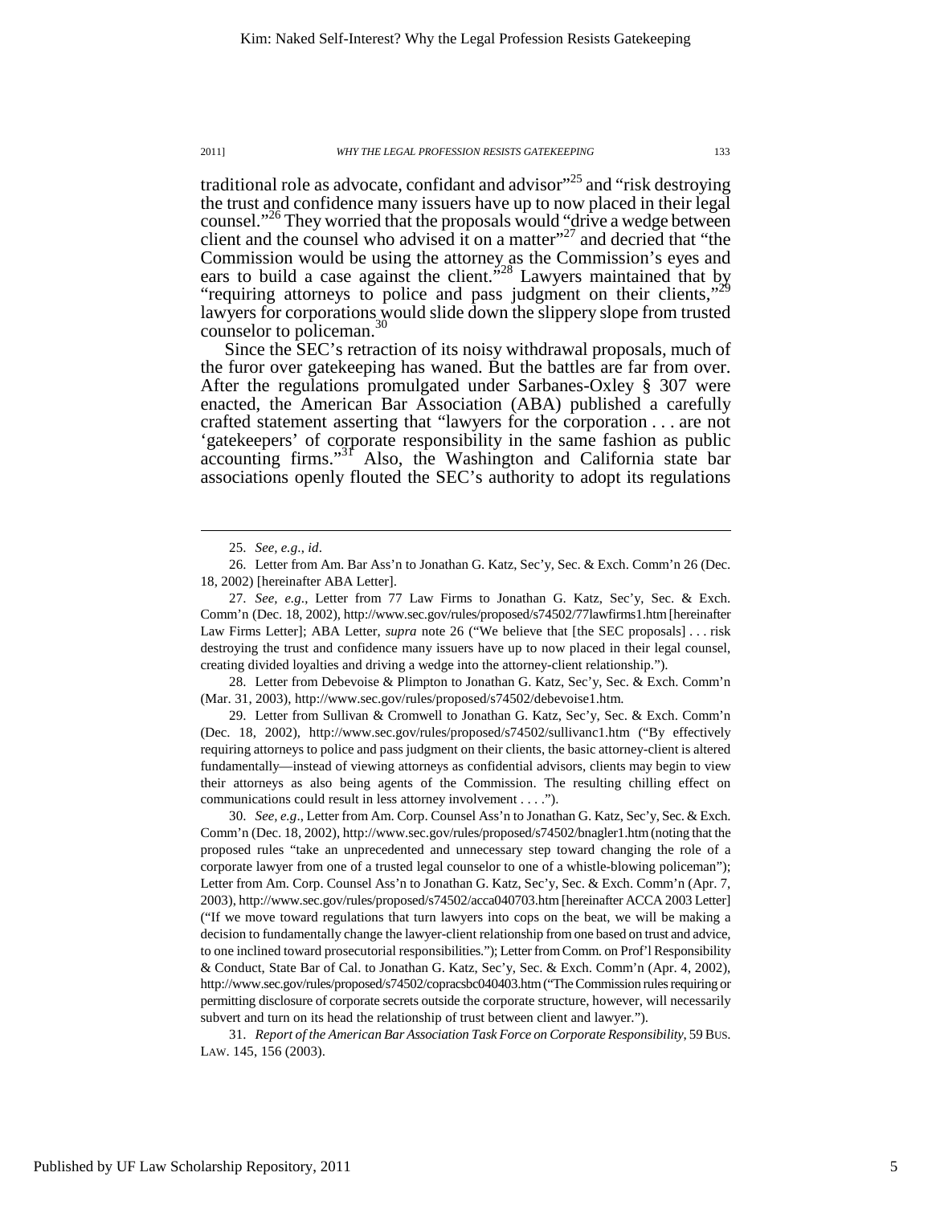traditional role as advocate, confidant and advisor"[25] and "risk destroying the trust and confidence many issuers have up to now placed in their legal counsel."[26] They worried that the proposals would "drive a wedge between client and the counsel who advised it on a matter"[27] and decried that "the Commission would be using the attorney as the Commission's eyes and ears to build a case against the client."[28] Lawyers maintained that by "requiring attorneys to police and pass judgment on their clients,"[29] lawyers for corporations would slide down the slippery slope from trusted counselor to policeman.[30]

Since the SEC's retraction of its noisy withdrawal proposals, much of the furor over gatekeeping has waned. But the battles are far from over. After the regulations promulgated under Sarbanes-Oxley § 307 were enacted, the American Bar Association (ABA) published a carefully crafted statement asserting that "lawyers for the corporation . . . are not 'gatekeepers' of corporate responsibility in the same fashion as public accounting firms."[31] Also, the Washington and California state bar associations openly flouted the SEC's authority to adopt its regulations

---

25. *See, e.g.*, *id*.

26. Letter from Am. Bar Ass'n to Jonathan G. Katz, Sec'y, Sec. & Exch. Comm'n 26 (Dec. 18, 2002) [hereinafter ABA Letter].

27. *See, e.g.*, Letter from 77 Law Firms to Jonathan G. Katz, Sec'y, Sec. & Exch. Comm'n (Dec. 18, 2002), http://www.sec.gov/rules/proposed/s74502/77lawfirms1.htm [hereinafter Law Firms Letter]; ABA Letter, *supra* note 26 ("We believe that [the SEC proposals] . . . risk destroying the trust and confidence many issuers have up to now placed in their legal counsel, creating divided loyalties and driving a wedge into the attorney-client relationship.").

28. Letter from Debevoise & Plimpton to Jonathan G. Katz, Sec'y, Sec. & Exch. Comm'n (Mar. 31, 2003), http://www.sec.gov/rules/proposed/s74502/debevoise1.htm.

29. Letter from Sullivan & Cromwell to Jonathan G. Katz, Sec'y, Sec. & Exch. Comm'n (Dec. 18, 2002), http://www.sec.gov/rules/proposed/s74502/sullivanc1.htm ("By effectively requiring attorneys to police and pass judgment on their clients, the basic attorney-client is altered fundamentally—instead of viewing attorneys as confidential advisors, clients may begin to view their attorneys as also being agents of the Commission. The resulting chilling effect on communications could result in less attorney involvement . . . .").

30. *See, e.g.*, Letter from Am. Corp. Counsel Ass'n to Jonathan G. Katz, Sec'y, Sec. & Exch. Comm'n (Dec. 18, 2002), http://www.sec.gov/rules/proposed/s74502/bnagler1.htm (noting that the proposed rules "take an unprecedented and unnecessary step toward changing the role of a corporate lawyer from one of a trusted legal counselor to one of a whistle-blowing policeman"); Letter from Am. Corp. Counsel Ass'n to Jonathan G. Katz, Sec'y, Sec. & Exch. Comm'n (Apr. 7, 2003), http://www.sec.gov/rules/proposed/s74502/acca040703.htm [hereinafter ACCA 2003 Letter] ("If we move toward regulations that turn lawyers into cops on the beat, we will be making a decision to fundamentally change the lawyer-client relationship from one based on trust and advice, to one inclined toward prosecutorial responsibilities."); Letter from Comm. on Prof'l Responsibility & Conduct, State Bar of Cal. to Jonathan G. Katz, Sec'y, Sec. & Exch. Comm'n (Apr. 4, 2002), http://www.sec.gov/rules/proposed/s74502/copracsbc040403.htm ("The Commission rules requiring or permitting disclosure of corporate secrets outside the corporate structure, however, will necessarily subvert and turn on its head the relationship of trust between client and lawyer.").

31. *Report of the American Bar Association Task Force on Corporate Responsibility*, 59 BUS. LAW. 145, 156 (2003).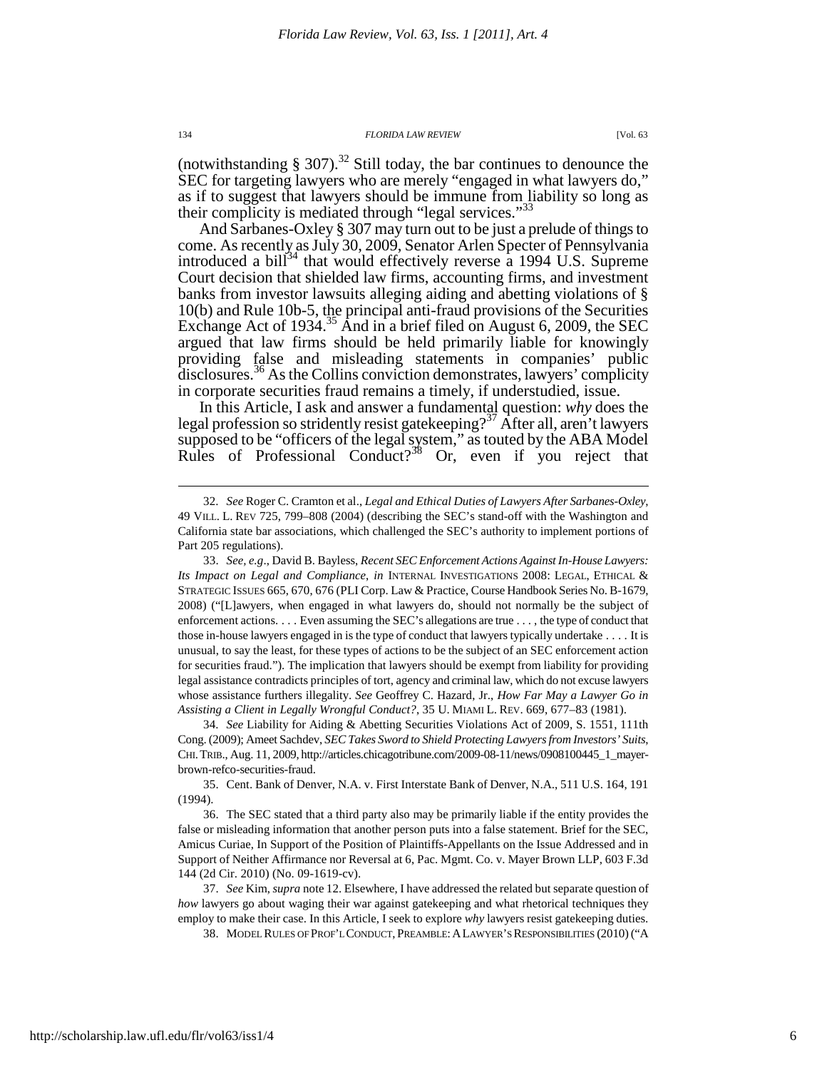(notwithstanding § 307).[32] Still today, the bar continues to denounce the SEC for targeting lawyers who are merely "engaged in what lawyers do," as if to suggest that lawyers should be immune from liability so long as their complicity is mediated through "legal services."[33]

And Sarbanes-Oxley § 307 may turn out to be just a prelude of things to come. As recently as July 30, 2009, Senator Arlen Specter of Pennsylvania introduced a bill[34] that would effectively reverse a 1994 U.S. Supreme Court decision that shielded law firms, accounting firms, and investment banks from investor lawsuits alleging aiding and abetting violations of § 10(b) and Rule 10b-5, the principal anti-fraud provisions of the Securities Exchange Act of 1934.[35] And in a brief filed on August 6, 2009, the SEC argued that law firms should be held primarily liable for knowingly providing false and misleading statements in companies' public disclosures.[36] As the Collins conviction demonstrates, lawyers' complicity in corporate securities fraud remains a timely, if understudied, issue.

In this Article, I ask and answer a fundamental question: *why* does the legal profession so stridently resist gatekeeping?[37] After all, aren't lawyers supposed to be "officers of the legal system," as touted by the ABA Model Rules of Professional Conduct?[38] Or, even if you reject that

---

32. *See* Roger C. Cramton et al., *Legal and Ethical Duties of Lawyers After Sarbanes-Oxley*, 49 VILL. L. REV 725, 799–808 (2004) (describing the SEC's stand-off with the Washington and California state bar associations, which challenged the SEC's authority to implement portions of Part 205 regulations).

33. *See, e.g.*, David B. Bayless, *Recent SEC Enforcement Actions Against In-House Lawyers: Its Impact on Legal and Compliance*, *in* INTERNAL INVESTIGATIONS 2008: LEGAL, ETHICAL & STRATEGIC ISSUES 665, 670, 676 (PLI Corp. Law & Practice, Course Handbook Series No. B-1679, 2008) ("[L]awyers, when engaged in what lawyers do, should not normally be the subject of enforcement actions. . . . Even assuming the SEC's allegations are true . . . , the type of conduct that those in-house lawyers engaged in is the type of conduct that lawyers typically undertake . . . . It is unusual, to say the least, for these types of actions to be the subject of an SEC enforcement action for securities fraud."). The implication that lawyers should be exempt from liability for providing legal assistance contradicts principles of tort, agency and criminal law, which do not excuse lawyers whose assistance furthers illegality. *See* Geoffrey C. Hazard, Jr., *How Far May a Lawyer Go in Assisting a Client in Legally Wrongful Conduct?*, 35 U. MIAMI L. REV. 669, 677–83 (1981).

34. *See* Liability for Aiding & Abetting Securities Violations Act of 2009, S. 1551, 111th Cong. (2009); Ameet Sachdev, *SEC Takes Sword to Shield Protecting Lawyers from Investors' Suits*, CHI. TRIB., Aug. 11, 2009, http://articles.chicagotribune.com/2009-08-11/news/0908100445_1_mayer-brown-refco-securities-fraud.

35. Cent. Bank of Denver, N.A. v. First Interstate Bank of Denver, N.A., 511 U.S. 164, 191 (1994).

36. The SEC stated that a third party also may be primarily liable if the entity provides the false or misleading information that another person puts into a false statement. Brief for the SEC, Amicus Curiae, In Support of the Position of Plaintiffs-Appellants on the Issue Addressed and in Support of Neither Affirmance nor Reversal at 6, Pac. Mgmt. Co. v. Mayer Brown LLP, 603 F.3d 144 (2d Cir. 2010) (No. 09-1619-cv).

37. *See* Kim, *supra* note 12. Elsewhere, I have addressed the related but separate question of *how* lawyers go about waging their war against gatekeeping and what rhetorical techniques they employ to make their case. In this Article, I seek to explore *why* lawyers resist gatekeeping duties.

38. MODEL RULES OF PROF'L CONDUCT, PREAMBLE: A LAWYER'S RESPONSIBILITIES (2010) ("A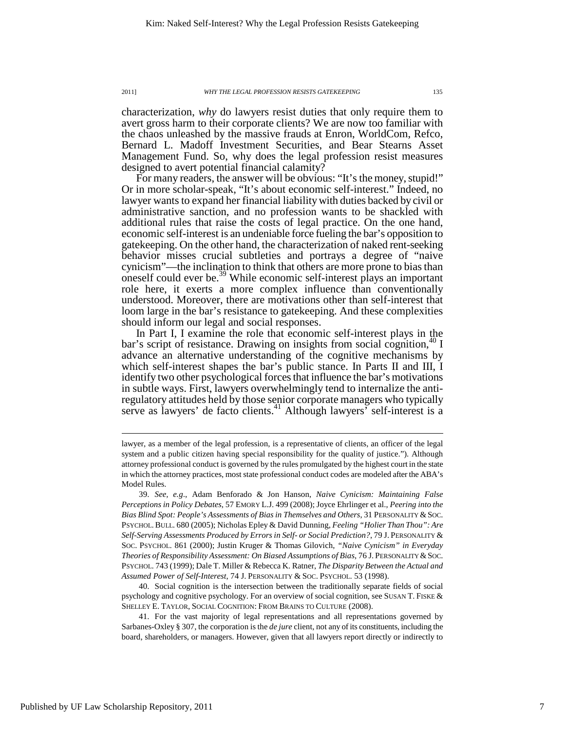characterization, *why* do lawyers resist duties that only require them to avert gross harm to their corporate clients? We are now too familiar with the chaos unleashed by the massive frauds at Enron, WorldCom, Refco, Bernard L. Madoff Investment Securities, and Bear Stearns Asset Management Fund. So, why does the legal profession resist measures designed to avert potential financial calamity?

For many readers, the answer will be obvious: "It's the money, stupid!" Or in more scholar-speak, "It's about economic self-interest." Indeed, no lawyer wants to expand her financial liability with duties backed by civil or administrative sanction, and no profession wants to be shackled with additional rules that raise the costs of legal practice. On the one hand, economic self-interest is an undeniable force fueling the bar's opposition to gatekeeping. On the other hand, the characterization of naked rent-seeking behavior misses crucial subtleties and portrays a degree of "naive cynicism"—the inclination to think that others are more prone to bias than oneself could ever be.[39] While economic self-interest plays an important role here, it exerts a more complex influence than conventionally understood. Moreover, there are motivations other than self-interest that loom large in the bar's resistance to gatekeeping. And these complexities should inform our legal and social responses.

In Part I, I examine the role that economic self-interest plays in the bar's script of resistance. Drawing on insights from social cognition,[40] I advance an alternative understanding of the cognitive mechanisms by which self-interest shapes the bar's public stance. In Parts II and III, I identify two other psychological forces that influence the bar's motivations in subtle ways. First, lawyers overwhelmingly tend to internalize the anti-regulatory attitudes held by those senior corporate managers who typically serve as lawyers' de facto clients.[41] Although lawyers' self-interest is a

---

lawyer, as a member of the legal profession, is a representative of clients, an officer of the legal system and a public citizen having special responsibility for the quality of justice."). Although attorney professional conduct is governed by the rules promulgated by the highest court in the state in which the attorney practices, most state professional conduct codes are modeled after the ABA's Model Rules.

39. *See, e.g*., Adam Benforado & Jon Hanson, *Naive Cynicism: Maintaining False Perceptions in Policy Debates*, 57 EMORY L.J. 499 (2008); Joyce Ehrlinger et al., *Peering into the Bias Blind Spot: People's Assessments of Bias in Themselves and Others*, 31 PERSONALITY & SOC. PSYCHOL. BULL. 680 (2005); Nicholas Epley & David Dunning, *Feeling "Holier Than Thou": Are Self-Serving Assessments Produced by Errors in Self- or Social Prediction?*, 79 J. PERSONALITY & SOC. PSYCHOL. 861 (2000); Justin Kruger & Thomas Gilovich, *"Naive Cynicism" in Everyday Theories of Responsibility Assessment: On Biased Assumptions of Bias*, 76 J. PERSONALITY & SOC. PSYCHOL. 743 (1999); Dale T. Miller & Rebecca K. Ratner, *The Disparity Between the Actual and Assumed Power of Self-Interest*, 74 J. PERSONALITY & SOC. PSYCHOL. 53 (1998).

40. Social cognition is the intersection between the traditionally separate fields of social psychology and cognitive psychology. For an overview of social cognition, see SUSAN T. FISKE & SHELLEY E. TAYLOR, SOCIAL COGNITION: FROM BRAINS TO CULTURE (2008).

41. For the vast majority of legal representations and all representations governed by Sarbanes-Oxley § 307, the corporation is the *de jure* client, not any of its constituents, including the board, shareholders, or managers. However, given that all lawyers report directly or indirectly to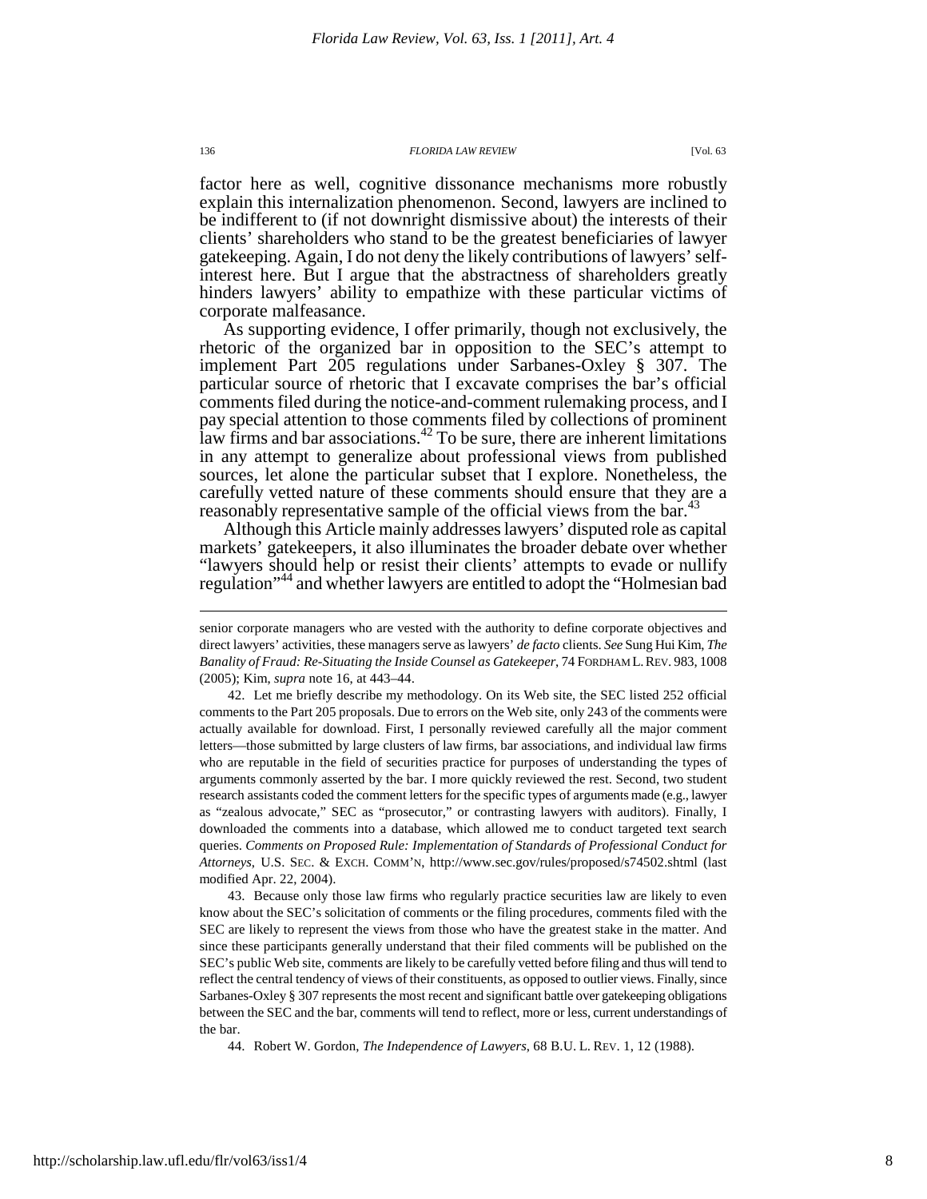factor here as well, cognitive dissonance mechanisms more robustly explain this internalization phenomenon. Second, lawyers are inclined to be indifferent to (if not downright dismissive about) the interests of their clients' shareholders who stand to be the greatest beneficiaries of lawyer gatekeeping. Again, I do not deny the likely contributions of lawyers' self-interest here. But I argue that the abstractness of shareholders greatly hinders lawyers' ability to empathize with these particular victims of corporate malfeasance.

As supporting evidence, I offer primarily, though not exclusively, the rhetoric of the organized bar in opposition to the SEC's attempt to implement Part 205 regulations under Sarbanes-Oxley § 307. The particular source of rhetoric that I excavate comprises the bar's official comments filed during the notice-and-comment rulemaking process, and I pay special attention to those comments filed by collections of prominent law firms and bar associations.[42] To be sure, there are inherent limitations in any attempt to generalize about professional views from published sources, let alone the particular subset that I explore. Nonetheless, the carefully vetted nature of these comments should ensure that they are a reasonably representative sample of the official views from the bar.[43]

Although this Article mainly addresses lawyers' disputed role as capital markets' gatekeepers, it also illuminates the broader debate over whether "lawyers should help or resist their clients' attempts to evade or nullify regulation"[44] and whether lawyers are entitled to adopt the "Holmesian bad

---

senior corporate managers who are vested with the authority to define corporate objectives and direct lawyers' activities, these managers serve as lawyers' *de facto* clients. *See* Sung Hui Kim, *The Banality of Fraud: Re-Situating the Inside Counsel as Gatekeeper*, 74 FORDHAM L. REV. 983, 1008 (2005); Kim, *supra* note 16, at 443–44.

42. Let me briefly describe my methodology. On its Web site, the SEC listed 252 official comments to the Part 205 proposals. Due to errors on the Web site, only 243 of the comments were actually available for download. First, I personally reviewed carefully all the major comment letters—those submitted by large clusters of law firms, bar associations, and individual law firms who are reputable in the field of securities practice for purposes of understanding the types of arguments commonly asserted by the bar. I more quickly reviewed the rest. Second, two student research assistants coded the comment letters for the specific types of arguments made (e.g., lawyer as "zealous advocate," SEC as "prosecutor," or contrasting lawyers with auditors). Finally, I downloaded the comments into a database, which allowed me to conduct targeted text search queries. *Comments on Proposed Rule: Implementation of Standards of Professional Conduct for Attorneys*, U.S. SEC. & EXCH. COMM'N, http://www.sec.gov/rules/proposed/s74502.shtml (last modified Apr. 22, 2004).

43. Because only those law firms who regularly practice securities law are likely to even know about the SEC's solicitation of comments or the filing procedures, comments filed with the SEC are likely to represent the views from those who have the greatest stake in the matter. And since these participants generally understand that their filed comments will be published on the SEC's public Web site, comments are likely to be carefully vetted before filing and thus will tend to reflect the central tendency of views of their constituents, as opposed to outlier views. Finally, since Sarbanes-Oxley § 307 represents the most recent and significant battle over gatekeeping obligations between the SEC and the bar, comments will tend to reflect, more or less, current understandings of the bar.

44. Robert W. Gordon, *The Independence of Lawyers*, 68 B.U. L. REV. 1, 12 (1988).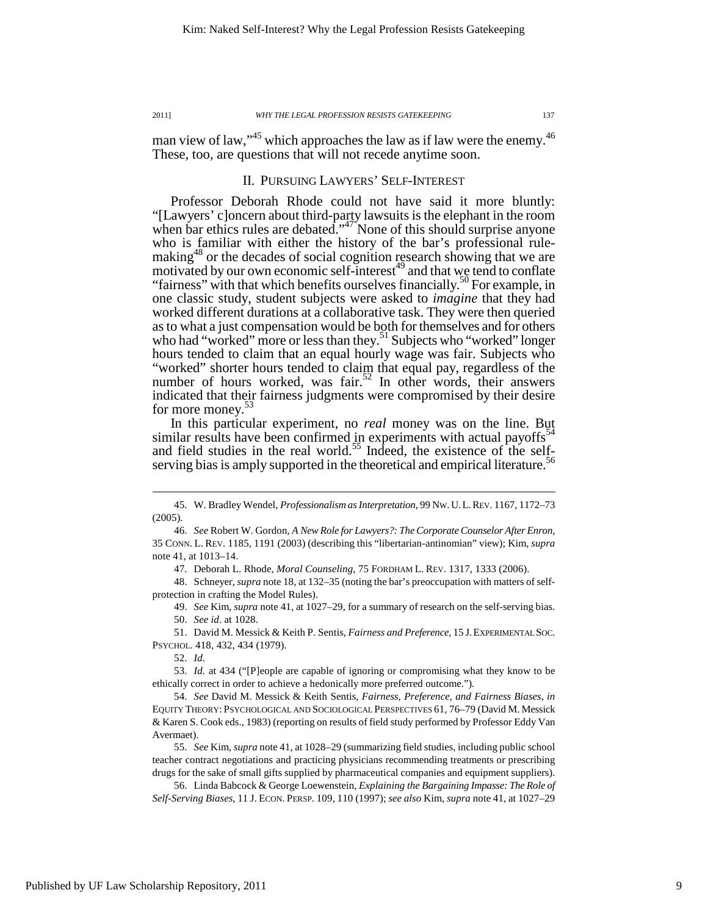man view of law,"[45] which approaches the law as if law were the enemy.[46] These, too, are questions that will not recede anytime soon.

## II. PURSUING LAWYERS' SELF-INTEREST

Professor Deborah Rhode could not have said it more bluntly: "[Lawyers' c]oncern about third-party lawsuits is the elephant in the room when bar ethics rules are debated."[47] None of this should surprise anyone who is familiar with either the history of the bar's professional rule-making[48] or the decades of social cognition research showing that we are motivated by our own economic self-interest[49] and that we tend to conflate "fairness" with that which benefits ourselves financially.[50] For example, in one classic study, student subjects were asked to *imagine* that they had worked different durations at a collaborative task. They were then queried as to what a just compensation would be both for themselves and for others who had "worked" more or less than they.[51] Subjects who "worked" longer hours tended to claim that an equal hourly wage was fair. Subjects who "worked" shorter hours tended to claim that equal pay, regardless of the number of hours worked, was fair.[52] In other words, their answers indicated that their fairness judgments were compromised by their desire for more money.[53]

In this particular experiment, no *real* money was on the line. But similar results have been confirmed in experiments with actual payoffs[54] and field studies in the real world.[55] Indeed, the existence of the self-serving bias is amply supported in the theoretical and empirical literature.[56]

---

45. W. Bradley Wendel, *Professionalism as Interpretation*, 99 NW. U. L. REV. 1167, 1172–73 (2005).

46. *See* Robert W. Gordon, *A New Role for Lawyers?: The Corporate Counselor After Enron*, 35 CONN. L. REV. 1185, 1191 (2003) (describing this "libertarian-antinomian" view); Kim, *supra* note 41, at 1013–14.

47. Deborah L. Rhode, *Moral Counseling*, 75 FORDHAM L. REV. 1317, 1333 (2006).

48. Schneyer, *supra* note 18, at 132–35 (noting the bar's preoccupation with matters of self-protection in crafting the Model Rules).

49. *See* Kim, *supra* note 41, at 1027–29, for a summary of research on the self-serving bias.

50. *See id*. at 1028.

51. David M. Messick & Keith P. Sentis, *Fairness and Preference*, 15 J. EXPERIMENTAL SOC. PSYCHOL. 418, 432, 434 (1979).

52. *Id.*

53. *Id.* at 434 ("[P]eople are capable of ignoring or compromising what they know to be ethically correct in order to achieve a hedonically more preferred outcome.").

54. *See* David M. Messick & Keith Sentis, *Fairness, Preference, and Fairness Biases*, *in* EQUITY THEORY: PSYCHOLOGICAL AND SOCIOLOGICAL PERSPECTIVES 61, 76–79 (David M. Messick & Karen S. Cook eds., 1983) (reporting on results of field study performed by Professor Eddy Van Avermaet).

55. *See* Kim, *supra* note 41, at 1028–29 (summarizing field studies, including public school teacher contract negotiations and practicing physicians recommending treatments or prescribing drugs for the sake of small gifts supplied by pharmaceutical companies and equipment suppliers).

56. Linda Babcock & George Loewenstein, *Explaining the Bargaining Impasse: The Role of Self-Serving Biases*, 11 J. ECON. PERSP. 109, 110 (1997); *see also* Kim, *supra* note 41, at 1027–29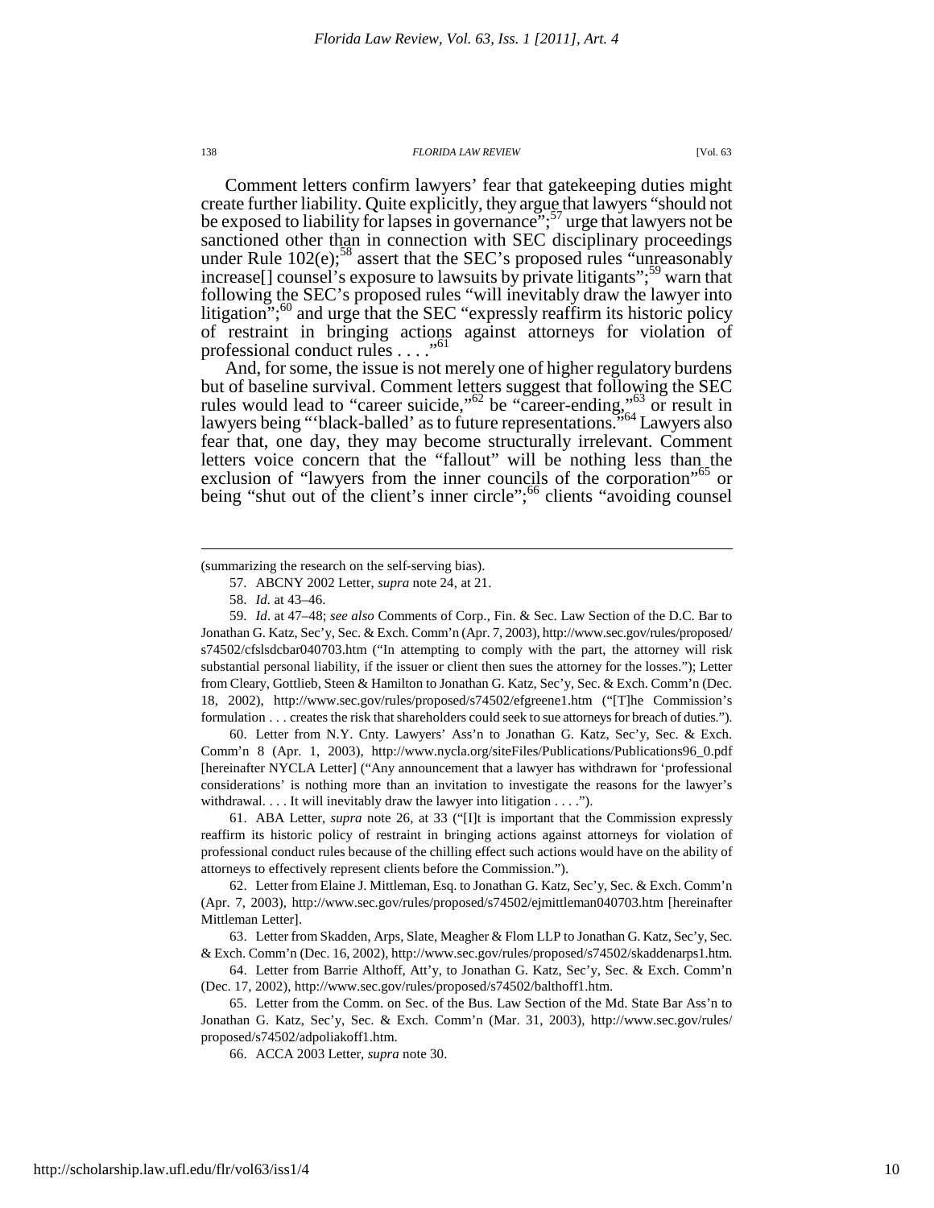Comment letters confirm lawyers' fear that gatekeeping duties might create further liability. Quite explicitly, they argue that lawyers "should not be exposed to liability for lapses in governance";[57] urge that lawyers not be sanctioned other than in connection with SEC disciplinary proceedings under Rule 102(e);[58] assert that the SEC's proposed rules "unreasonably increase[] counsel's exposure to lawsuits by private litigants";[59] warn that following the SEC's proposed rules "will inevitably draw the lawyer into litigation";[60] and urge that the SEC "expressly reaffirm its historic policy of restraint in bringing actions against attorneys for violation of professional conduct rules . . . ."[61]

And, for some, the issue is not merely one of higher regulatory burdens but of baseline survival. Comment letters suggest that following the SEC rules would lead to "career suicide,"[62] be "career-ending,"[63] or result in lawyers being "'black-balled' as to future representations."[64] Lawyers also fear that, one day, they may become structurally irrelevant. Comment letters voice concern that the "fallout" will be nothing less than the exclusion of "lawyers from the inner councils of the corporation"[65] or being "shut out of the client's inner circle";[66] clients "avoiding counsel

---

(summarizing the research on the self-serving bias).

57. ABCNY 2002 Letter, *supra* note 24, at 21.

58. *Id.* at 43–46.

59. *Id*. at 47–48; *see also* Comments of Corp., Fin. & Sec. Law Section of the D.C. Bar to Jonathan G. Katz, Sec'y, Sec. & Exch. Comm'n (Apr. 7, 2003), http://www.sec.gov/rules/proposed/s74502/cfslsdcbar040703.htm ("In attempting to comply with the part, the attorney will risk substantial personal liability, if the issuer or client then sues the attorney for the losses."); Letter from Cleary, Gottlieb, Steen & Hamilton to Jonathan G. Katz, Sec'y, Sec. & Exch. Comm'n (Dec. 18, 2002), http://www.sec.gov/rules/proposed/s74502/efgreene1.htm ("[T]he Commission's formulation . . . creates the risk that shareholders could seek to sue attorneys for breach of duties.").

60. Letter from N.Y. Cnty. Lawyers' Ass'n to Jonathan G. Katz, Sec'y, Sec. & Exch. Comm'n 8 (Apr. 1, 2003), http://www.nycla.org/siteFiles/Publications/Publications96_0.pdf [hereinafter NYCLA Letter] ("Any announcement that a lawyer has withdrawn for 'professional considerations' is nothing more than an invitation to investigate the reasons for the lawyer's withdrawal. . . . It will inevitably draw the lawyer into litigation . . . .").

61. ABA Letter, *supra* note 26, at 33 ("[I]t is important that the Commission expressly reaffirm its historic policy of restraint in bringing actions against attorneys for violation of professional conduct rules because of the chilling effect such actions would have on the ability of attorneys to effectively represent clients before the Commission.").

62. Letter from Elaine J. Mittleman, Esq. to Jonathan G. Katz, Sec'y, Sec. & Exch. Comm'n (Apr. 7, 2003), http://www.sec.gov/rules/proposed/s74502/ejmittleman040703.htm [hereinafter Mittleman Letter].

63. Letter from Skadden, Arps, Slate, Meagher & Flom LLP to Jonathan G. Katz, Sec'y, Sec. & Exch. Comm'n (Dec. 16, 2002), http://www.sec.gov/rules/proposed/s74502/skaddenarps1.htm.

64. Letter from Barrie Althoff, Att'y, to Jonathan G. Katz, Sec'y, Sec. & Exch. Comm'n (Dec. 17, 2002), http://www.sec.gov/rules/proposed/s74502/balthoff1.htm.

65. Letter from the Comm. on Sec. of the Bus. Law Section of the Md. State Bar Ass'n to Jonathan G. Katz, Sec'y, Sec. & Exch. Comm'n (Mar. 31, 2003), http://www.sec.gov/rules/proposed/s74502/adpoliakoff1.htm.

66. ACCA 2003 Letter, *supra* note 30.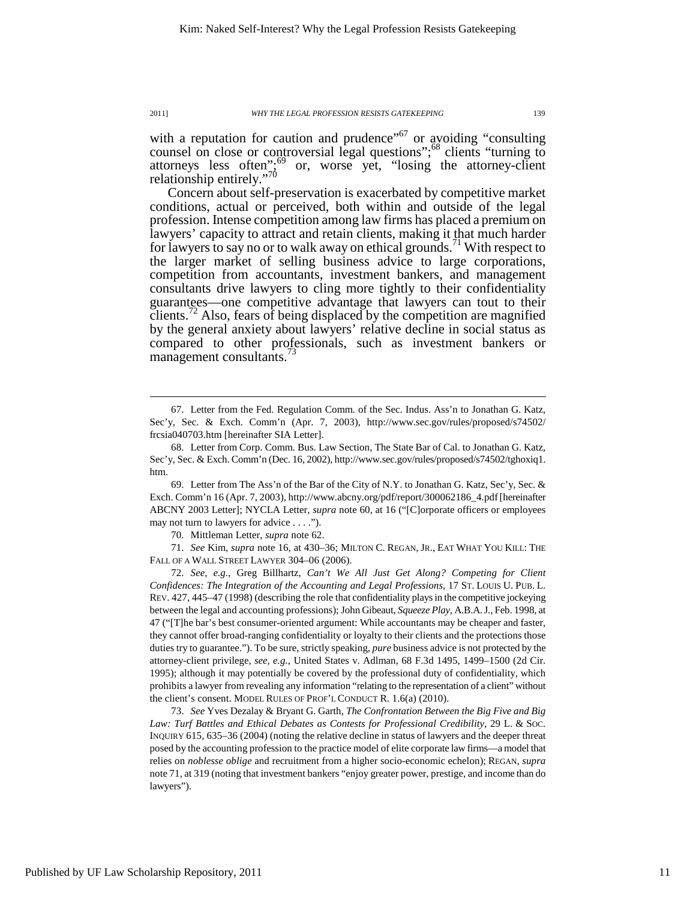with a reputation for caution and prudence"[67] or avoiding "consulting counsel on close or controversial legal questions";[68] clients "turning to attorneys less often";[69] or, worse yet, "losing the attorney-client relationship entirely."[70]

Concern about self-preservation is exacerbated by competitive market conditions, actual or perceived, both within and outside of the legal profession. Intense competition among law firms has placed a premium on lawyers' capacity to attract and retain clients, making it that much harder for lawyers to say no or to walk away on ethical grounds.[71] With respect to the larger market of selling business advice to large corporations, competition from accountants, investment bankers, and management consultants drive lawyers to cling more tightly to their confidentiality guarantees—one competitive advantage that lawyers can tout to their clients.[72] Also, fears of being displaced by the competition are magnified by the general anxiety about lawyers' relative decline in social status as compared to other professionals, such as investment bankers or management consultants.[73]

---

67. Letter from the Fed. Regulation Comm. of the Sec. Indus. Ass'n to Jonathan G. Katz, Sec'y, Sec. & Exch. Comm'n (Apr. 7, 2003), http://www.sec.gov/rules/proposed/s74502/frcsia040703.htm [hereinafter SIA Letter].

68. Letter from Corp. Comm. Bus. Law Section, The State Bar of Cal. to Jonathan G. Katz, Sec'y, Sec. & Exch. Comm'n (Dec. 16, 2002), http://www.sec.gov/rules/proposed/s74502/tghoxiq1.htm.

69. Letter from The Ass'n of the Bar of the City of N.Y. to Jonathan G. Katz, Sec'y, Sec. & Exch. Comm'n 16 (Apr. 7, 2003), http://www.abcny.org/pdf/report/300062186_4.pdf [hereinafter ABCNY 2003 Letter]; NYCLA Letter, *supra* note 60, at 16 ("[C]orporate officers or employees may not turn to lawyers for advice . . . .").

70. Mittleman Letter, *supra* note 62.

71. *See* Kim, *supra* note 16, at 430–36; MILTON C. REGAN, JR., EAT WHAT YOU KILL: THE FALL OF A WALL STREET LAWYER 304–06 (2006).

72. *See, e.g.*, Greg Billhartz, *Can't We All Just Get Along? Competing for Client Confidences: The Integration of the Accounting and Legal Professions*, 17 ST. LOUIS U. PUB. L. REV. 427, 445–47 (1998) (describing the role that confidentiality plays in the competitive jockeying between the legal and accounting professions); John Gibeaut, *Squeeze Play*, A.B.A. J., Feb. 1998, at 47 ("[T]he bar's best consumer-oriented argument: While accountants may be cheaper and faster, they cannot offer broad-ranging confidentiality or loyalty to their clients and the protections those duties try to guarantee."). To be sure, strictly speaking, *pure* business advice is not protected by the attorney-client privilege, *see, e.g.*, United States v. Adlman, 68 F.3d 1495, 1499–1500 (2d Cir. 1995); although it may potentially be covered by the professional duty of confidentiality, which prohibits a lawyer from revealing any information "relating to the representation of a client" without the client's consent. MODEL RULES OF PROF'L CONDUCT R. 1.6(a) (2010).

73. *See* Yves Dezalay & Bryant G. Garth, *The Confrontation Between the Big Five and Big Law: Turf Battles and Ethical Debates as Contests for Professional Credibility*, 29 L. & SOC. INQUIRY 615, 635–36 (2004) (noting the relative decline in status of lawyers and the deeper threat posed by the accounting profession to the practice model of elite corporate law firms—a model that relies on *noblesse oblige* and recruitment from a higher socio-economic echelon); REGAN, *supra* note 71, at 319 (noting that investment bankers "enjoy greater power, prestige, and income than do lawyers").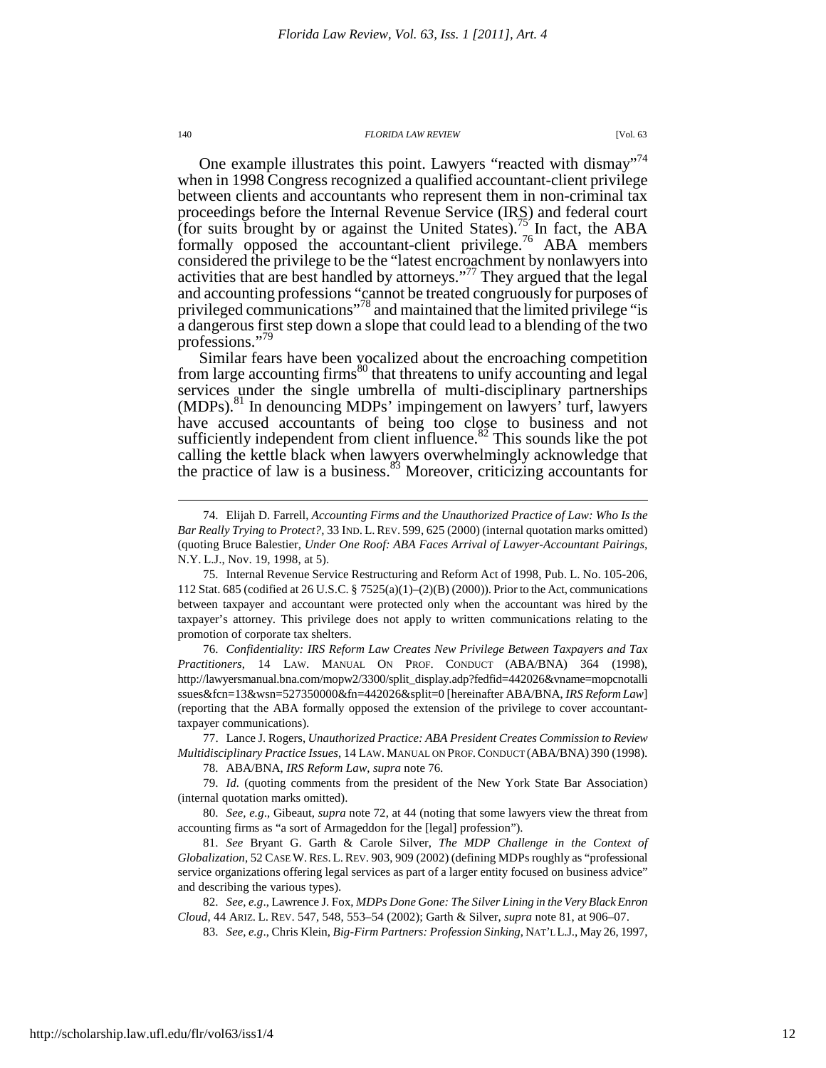One example illustrates this point. Lawyers "reacted with dismay"[74] when in 1998 Congress recognized a qualified accountant-client privilege between clients and accountants who represent them in non-criminal tax proceedings before the Internal Revenue Service (IRS) and federal court (for suits brought by or against the United States).[75] In fact, the ABA formally opposed the accountant-client privilege.[76] ABA members considered the privilege to be the "latest encroachment by nonlawyers into activities that are best handled by attorneys."[77] They argued that the legal and accounting professions "cannot be treated congruously for purposes of privileged communications"[78] and maintained that the limited privilege "is a dangerous first step down a slope that could lead to a blending of the two professions."[79]

Similar fears have been vocalized about the encroaching competition from large accounting firms[80] that threatens to unify accounting and legal services under the single umbrella of multi-disciplinary partnerships (MDPs).[81] In denouncing MDPs' impingement on lawyers' turf, lawyers have accused accountants of being too close to business and not sufficiently independent from client influence.[82] This sounds like the pot calling the kettle black when lawyers overwhelmingly acknowledge that the practice of law is a business.[83] Moreover, criticizing accountants for

---

74. Elijah D. Farrell, *Accounting Firms and the Unauthorized Practice of Law: Who Is the Bar Really Trying to Protect?*, 33 IND. L. REV. 599, 625 (2000) (internal quotation marks omitted) (quoting Bruce Balestier, *Under One Roof: ABA Faces Arrival of Lawyer-Accountant Pairings*, N.Y. L.J., Nov. 19, 1998, at 5).

75. Internal Revenue Service Restructuring and Reform Act of 1998, Pub. L. No. 105-206, 112 Stat. 685 (codified at 26 U.S.C. § 7525(a)(1)–(2)(B) (2000)). Prior to the Act, communications between taxpayer and accountant were protected only when the accountant was hired by the taxpayer's attorney. This privilege does not apply to written communications relating to the promotion of corporate tax shelters.

76. *Confidentiality: IRS Reform Law Creates New Privilege Between Taxpayers and Tax Practitioners*, 14 LAW. MANUAL ON PROF. CONDUCT (ABA/BNA) 364 (1998), http://lawyersmanual.bna.com/mopw2/3300/split_display.adp?fedfid=442026&vname=mopcnotalli ssues&fcn=13&wsn=527350000&fn=442026&split=0 [hereinafter ABA/BNA, *IRS Reform Law*] (reporting that the ABA formally opposed the extension of the privilege to cover accountant-taxpayer communications).

77. Lance J. Rogers, *Unauthorized Practice: ABA President Creates Commission to Review Multidisciplinary Practice Issues*, 14 LAW. MANUAL ON PROF. CONDUCT (ABA/BNA) 390 (1998).

78. ABA/BNA, *IRS Reform Law*, *supra* note 76.

79. *Id.* (quoting comments from the president of the New York State Bar Association) (internal quotation marks omitted).

80. *See, e.g.*, Gibeaut, *supra* note 72, at 44 (noting that some lawyers view the threat from accounting firms as "a sort of Armageddon for the [legal] profession").

81. *See* Bryant G. Garth & Carole Silver, *The MDP Challenge in the Context of Globalization*, 52 CASE W. RES. L. REV. 903, 909 (2002) (defining MDPs roughly as "professional service organizations offering legal services as part of a larger entity focused on business advice" and describing the various types).

82. *See, e.g.*, Lawrence J. Fox, *MDPs Done Gone: The Silver Lining in the Very Black Enron Cloud*, 44 ARIZ. L. REV. 547, 548, 553–54 (2002); Garth & Silver, *supra* note 81, at 906–07.

83. *See, e.g.*, Chris Klein, *Big-Firm Partners: Profession Sinking*, NAT'L L.J., May 26, 1997,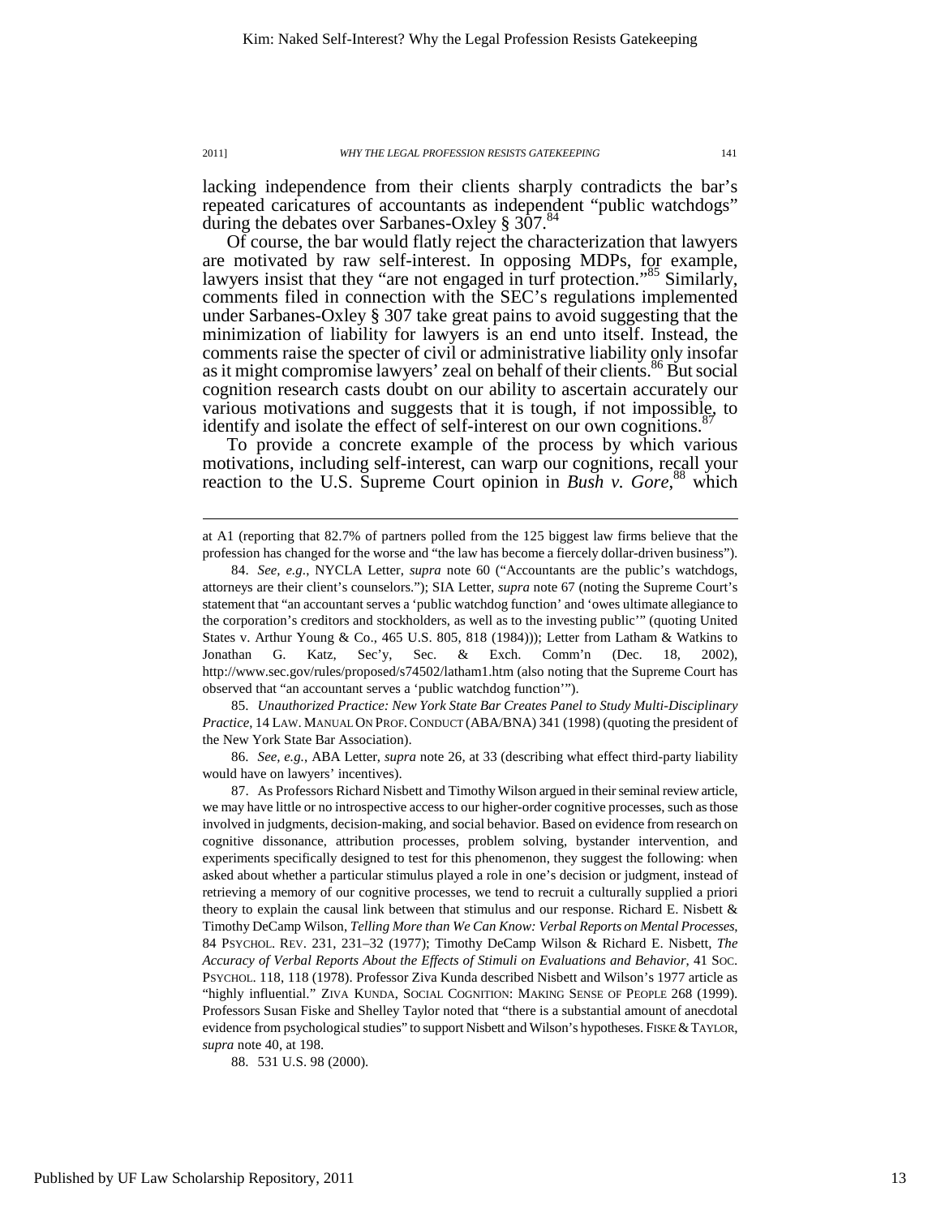lacking independence from their clients sharply contradicts the bar's repeated caricatures of accountants as independent "public watchdogs" during the debates over Sarbanes-Oxley § 307.[84]

Of course, the bar would flatly reject the characterization that lawyers are motivated by raw self-interest. In opposing MDPs, for example, lawyers insist that they "are not engaged in turf protection."[85] Similarly, comments filed in connection with the SEC's regulations implemented under Sarbanes-Oxley § 307 take great pains to avoid suggesting that the minimization of liability for lawyers is an end unto itself. Instead, the comments raise the specter of civil or administrative liability only insofar as it might compromise lawyers' zeal on behalf of their clients.[86] But social cognition research casts doubt on our ability to ascertain accurately our various motivations and suggests that it is tough, if not impossible, to identify and isolate the effect of self-interest on our own cognitions.[87]

To provide a concrete example of the process by which various motivations, including self-interest, can warp our cognitions, recall your reaction to the U.S. Supreme Court opinion in *Bush v. Gore*,[88] which

---

at A1 (reporting that 82.7% of partners polled from the 125 biggest law firms believe that the profession has changed for the worse and "the law has become a fiercely dollar-driven business").

84. *See, e.g.*, NYCLA Letter, *supra* note 60 ("Accountants are the public's watchdogs, attorneys are their client's counselors."); SIA Letter, *supra* note 67 (noting the Supreme Court's statement that "an accountant serves a 'public watchdog function' and 'owes ultimate allegiance to the corporation's creditors and stockholders, as well as to the investing public'" (quoting United States v. Arthur Young & Co., 465 U.S. 805, 818 (1984))); Letter from Latham & Watkins to Jonathan G. Katz, Sec'y, Sec. & Exch. Comm'n (Dec. 18, 2002), http://www.sec.gov/rules/proposed/s74502/latham1.htm (also noting that the Supreme Court has observed that "an accountant serves a 'public watchdog function'").

85. *Unauthorized Practice: New York State Bar Creates Panel to Study Multi-Disciplinary Practice*, 14 LAW. MANUAL ON PROF. CONDUCT (ABA/BNA) 341 (1998) (quoting the president of the New York State Bar Association).

86. *See, e.g.*, ABA Letter, *supra* note 26, at 33 (describing what effect third-party liability would have on lawyers' incentives).

87. As Professors Richard Nisbett and Timothy Wilson argued in their seminal review article, we may have little or no introspective access to our higher-order cognitive processes, such as those involved in judgments, decision-making, and social behavior. Based on evidence from research on cognitive dissonance, attribution processes, problem solving, bystander intervention, and experiments specifically designed to test for this phenomenon, they suggest the following: when asked about whether a particular stimulus played a role in one's decision or judgment, instead of retrieving a memory of our cognitive processes, we tend to recruit a culturally supplied a priori theory to explain the causal link between that stimulus and our response. Richard E. Nisbett & Timothy DeCamp Wilson, *Telling More than We Can Know: Verbal Reports on Mental Processes*, 84 PSYCHOL. REV. 231, 231–32 (1977); Timothy DeCamp Wilson & Richard E. Nisbett, *The Accuracy of Verbal Reports About the Effects of Stimuli on Evaluations and Behavior*, 41 SOC. PSYCHOL. 118, 118 (1978). Professor Ziva Kunda described Nisbett and Wilson's 1977 article as "highly influential." ZIVA KUNDA, SOCIAL COGNITION: MAKING SENSE OF PEOPLE 268 (1999). Professors Susan Fiske and Shelley Taylor noted that "there is a substantial amount of anecdotal evidence from psychological studies" to support Nisbett and Wilson's hypotheses. FISKE & TAYLOR, *supra* note 40, at 198.

88. 531 U.S. 98 (2000).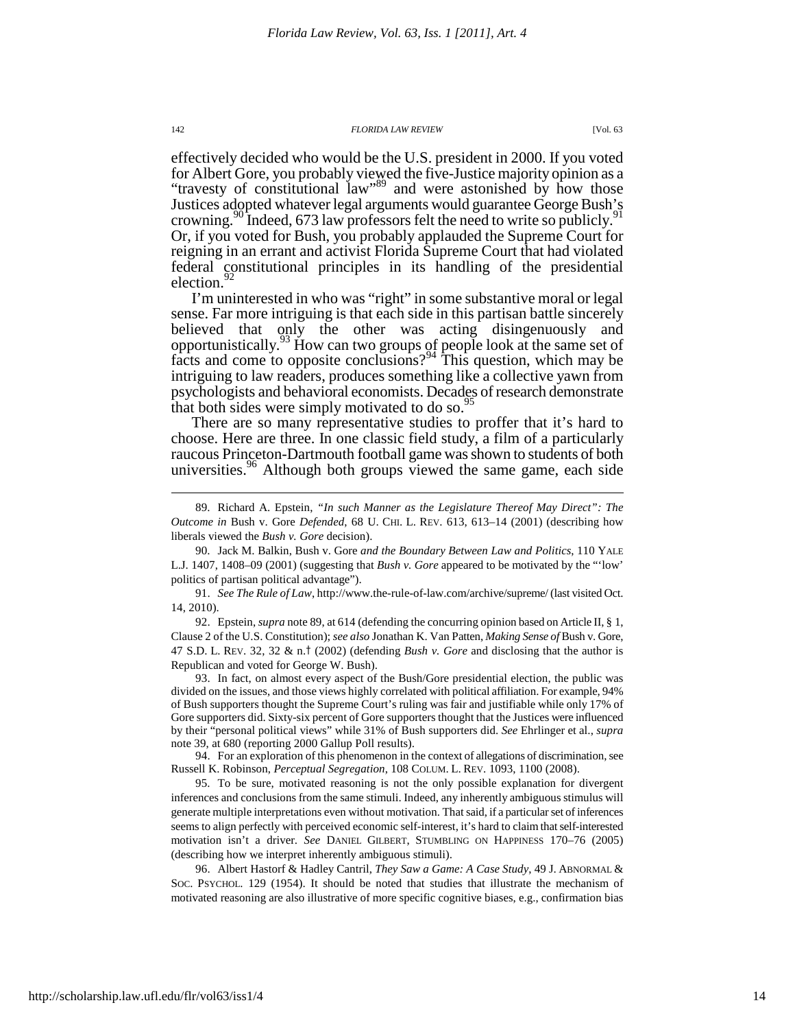effectively decided who would be the U.S. president in 2000. If you voted for Albert Gore, you probably viewed the five-Justice majority opinion as a "travesty of constitutional law"[89] and were astonished by how those Justices adopted whatever legal arguments would guarantee George Bush's crowning.[90] Indeed, 673 law professors felt the need to write so publicly.[91] Or, if you voted for Bush, you probably applauded the Supreme Court for reigning in an errant and activist Florida Supreme Court that had violated federal constitutional principles in its handling of the presidential election.[92]

I'm uninterested in who was "right" in some substantive moral or legal sense. Far more intriguing is that each side in this partisan battle sincerely believed that only the other was acting disingenuously and opportunistically.[93] How can two groups of people look at the same set of facts and come to opposite conclusions?[94] This question, which may be intriguing to law readers, produces something like a collective yawn from psychologists and behavioral economists. Decades of research demonstrate that both sides were simply motivated to do so.[95]

There are so many representative studies to proffer that it's hard to choose. Here are three. In one classic field study, a film of a particularly raucous Princeton-Dartmouth football game was shown to students of both universities.[96] Although both groups viewed the same game, each side

---

89. Richard A. Epstein, *"In such Manner as the Legislature Thereof May Direct": The Outcome in* Bush v. Gore *Defended*, 68 U. CHI. L. REV. 613, 613–14 (2001) (describing how liberals viewed the *Bush v. Gore* decision).

90. Jack M. Balkin, Bush v. Gore *and the Boundary Between Law and Politics*, 110 YALE L.J. 1407, 1408–09 (2001) (suggesting that *Bush v. Gore* appeared to be motivated by the "'low' politics of partisan political advantage").

91. *See The Rule of Law*, http://www.the-rule-of-law.com/archive/supreme/ (last visited Oct. 14, 2010).

92. Epstein, *supra* note 89, at 614 (defending the concurring opinion based on Article II, § 1, Clause 2 of the U.S. Constitution); *see also* Jonathan K. Van Patten, *Making Sense of* Bush v. Gore, 47 S.D. L. REV. 32, 32 & n.† (2002) (defending *Bush v. Gore* and disclosing that the author is Republican and voted for George W. Bush).

93. In fact, on almost every aspect of the Bush/Gore presidential election, the public was divided on the issues, and those views highly correlated with political affiliation. For example, 94% of Bush supporters thought the Supreme Court's ruling was fair and justifiable while only 17% of Gore supporters did. Sixty-six percent of Gore supporters thought that the Justices were influenced by their "personal political views" while 31% of Bush supporters did. *See* Ehrlinger et al., *supra* note 39, at 680 (reporting 2000 Gallup Poll results).

94. For an exploration of this phenomenon in the context of allegations of discrimination, see Russell K. Robinson, *Perceptual Segregation*, 108 COLUM. L. REV. 1093, 1100 (2008).

95. To be sure, motivated reasoning is not the only possible explanation for divergent inferences and conclusions from the same stimuli. Indeed, any inherently ambiguous stimulus will generate multiple interpretations even without motivation. That said, if a particular set of inferences seems to align perfectly with perceived economic self-interest, it's hard to claim that self-interested motivation isn't a driver. *See* DANIEL GILBERT, STUMBLING ON HAPPINESS 170–76 (2005) (describing how we interpret inherently ambiguous stimuli).

96. Albert Hastorf & Hadley Cantril, *They Saw a Game: A Case Study*, 49 J. ABNORMAL & SOC. PSYCHOL. 129 (1954). It should be noted that studies that illustrate the mechanism of motivated reasoning are also illustrative of more specific cognitive biases, e.g., confirmation bias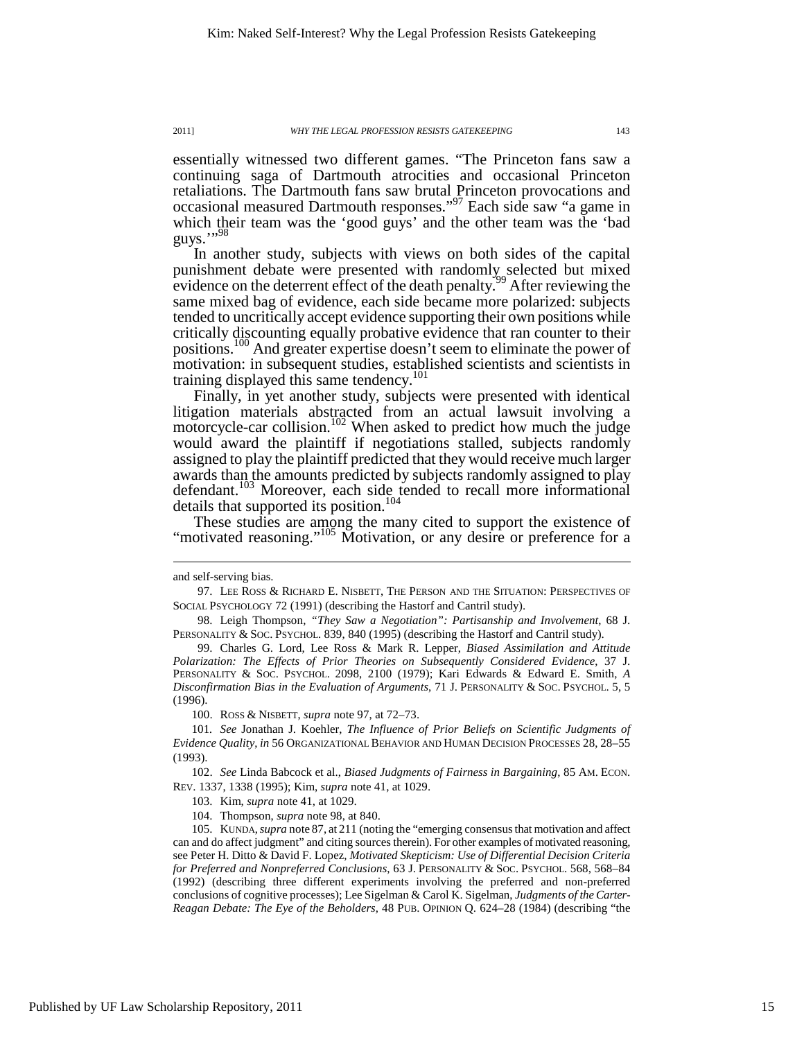essentially witnessed two different games. "The Princeton fans saw a continuing saga of Dartmouth atrocities and occasional Princeton retaliations. The Dartmouth fans saw brutal Princeton provocations and occasional measured Dartmouth responses."[97] Each side saw "a game in which their team was the 'good guys' and the other team was the 'bad guys.'"[98]

In another study, subjects with views on both sides of the capital punishment debate were presented with randomly selected but mixed evidence on the deterrent effect of the death penalty.[99] After reviewing the same mixed bag of evidence, each side became more polarized: subjects tended to uncritically accept evidence supporting their own positions while critically discounting equally probative evidence that ran counter to their positions.[100] And greater expertise doesn't seem to eliminate the power of motivation: in subsequent studies, established scientists and scientists in training displayed this same tendency.[101]

Finally, in yet another study, subjects were presented with identical litigation materials abstracted from an actual lawsuit involving a motorcycle-car collision.[102] When asked to predict how much the judge would award the plaintiff if negotiations stalled, subjects randomly assigned to play the plaintiff predicted that they would receive much larger awards than the amounts predicted by subjects randomly assigned to play defendant.[103] Moreover, each side tended to recall more informational details that supported its position.[104]

These studies are among the many cited to support the existence of "motivated reasoning."[105] Motivation, or any desire or preference for a

---

and self-serving bias.

97. LEE ROSS & RICHARD E. NISBETT, THE PERSON AND THE SITUATION: PERSPECTIVES OF SOCIAL PSYCHOLOGY 72 (1991) (describing the Hastorf and Cantril study).

98. Leigh Thompson, *"They Saw a Negotiation": Partisanship and Involvement*, 68 J. PERSONALITY & SOC. PSYCHOL. 839, 840 (1995) (describing the Hastorf and Cantril study).

99. Charles G. Lord, Lee Ross & Mark R. Lepper, *Biased Assimilation and Attitude Polarization: The Effects of Prior Theories on Subsequently Considered Evidence*, 37 J. PERSONALITY & SOC. PSYCHOL. 2098, 2100 (1979); Kari Edwards & Edward E. Smith, *A Disconfirmation Bias in the Evaluation of Arguments*, 71 J. PERSONALITY & SOC. PSYCHOL. 5, 5 (1996).

100. ROSS & NISBETT, *supra* note 97, at 72–73.

101. *See* Jonathan J. Koehler, *The Influence of Prior Beliefs on Scientific Judgments of Evidence Quality*, *in* 56 ORGANIZATIONAL BEHAVIOR AND HUMAN DECISION PROCESSES 28, 28–55 (1993).

102. *See* Linda Babcock et al., *Biased Judgments of Fairness in Bargaining*, 85 AM. ECON. REV. 1337, 1338 (1995); Kim, *supra* note 41, at 1029.

103. Kim, *supra* note 41, at 1029.

104. Thompson, *supra* note 98, at 840.

105. KUNDA, *supra* note 87, at 211 (noting the "emerging consensus that motivation and affect can and do affect judgment" and citing sources therein). For other examples of motivated reasoning, see Peter H. Ditto & David F. Lopez, *Motivated Skepticism: Use of Differential Decision Criteria for Preferred and Nonpreferred Conclusions*, 63 J. PERSONALITY & SOC. PSYCHOL. 568, 568–84 (1992) (describing three different experiments involving the preferred and non-preferred conclusions of cognitive processes); Lee Sigelman & Carol K. Sigelman, *Judgments of the Carter-Reagan Debate: The Eye of the Beholders*, 48 PUB. OPINION Q. 624–28 (1984) (describing "the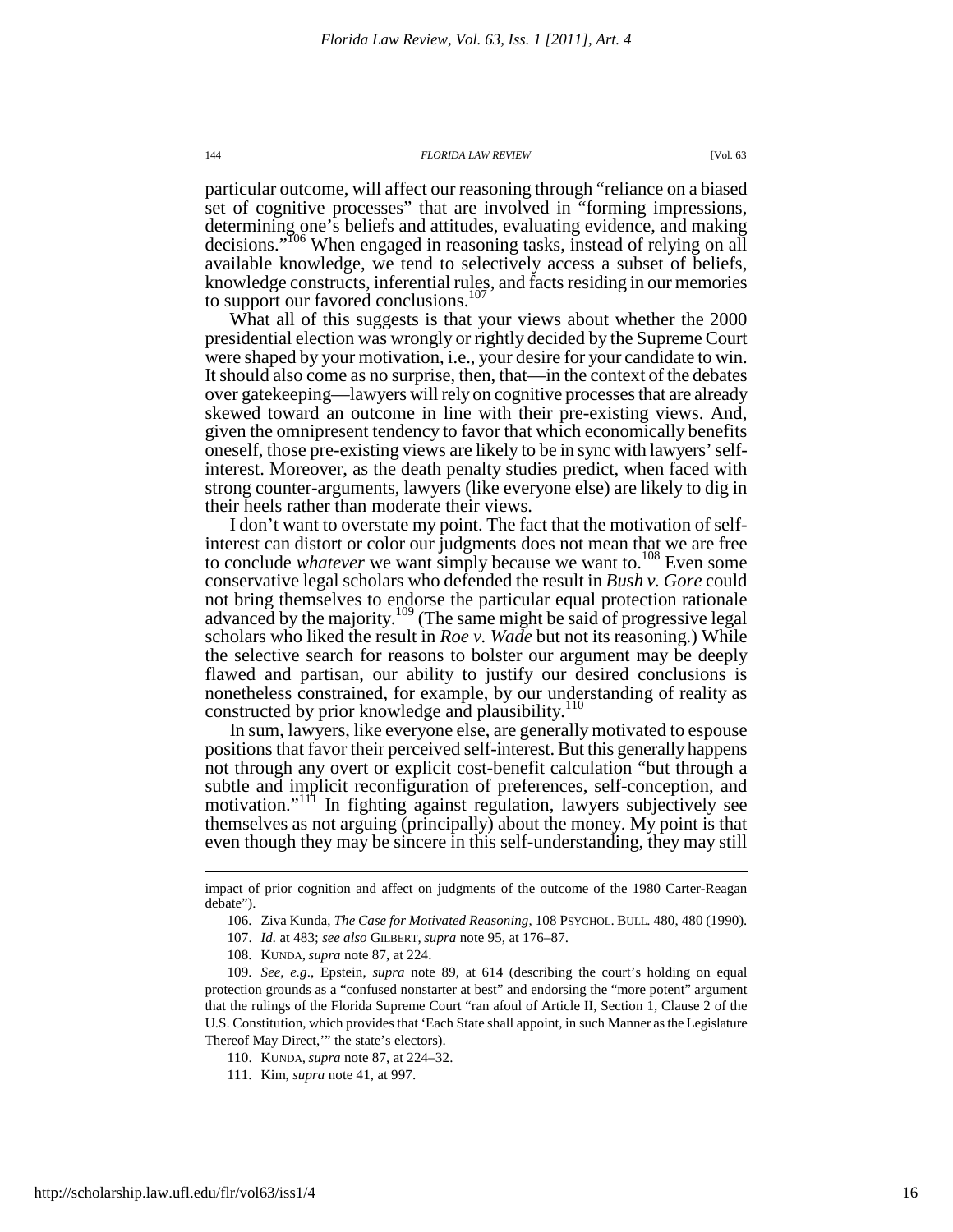particular outcome, will affect our reasoning through "reliance on a biased set of cognitive processes" that are involved in "forming impressions, determining one's beliefs and attitudes, evaluating evidence, and making decisions."[106] When engaged in reasoning tasks, instead of relying on all available knowledge, we tend to selectively access a subset of beliefs, knowledge constructs, inferential rules, and facts residing in our memories to support our favored conclusions.[107]

What all of this suggests is that your views about whether the 2000 presidential election was wrongly or rightly decided by the Supreme Court were shaped by your motivation, i.e., your desire for your candidate to win. It should also come as no surprise, then, that—in the context of the debates over gatekeeping—lawyers will rely on cognitive processes that are already skewed toward an outcome in line with their pre-existing views. And, given the omnipresent tendency to favor that which economically benefits oneself, those pre-existing views are likely to be in sync with lawyers' self-interest. Moreover, as the death penalty studies predict, when faced with strong counter-arguments, lawyers (like everyone else) are likely to dig in their heels rather than moderate their views.

I don't want to overstate my point. The fact that the motivation of self-interest can distort or color our judgments does not mean that we are free to conclude *whatever* we want simply because we want to.[108] Even some conservative legal scholars who defended the result in *Bush v. Gore* could not bring themselves to endorse the particular equal protection rationale advanced by the majority.[109] (The same might be said of progressive legal scholars who liked the result in *Roe v. Wade* but not its reasoning.) While the selective search for reasons to bolster our argument may be deeply flawed and partisan, our ability to justify our desired conclusions is nonetheless constrained, for example, by our understanding of reality as constructed by prior knowledge and plausibility.[110]

In sum, lawyers, like everyone else, are generally motivated to espouse positions that favor their perceived self-interest. But this generally happens not through any overt or explicit cost-benefit calculation "but through a subtle and implicit reconfiguration of preferences, self-conception, and motivation."[111] In fighting against regulation, lawyers subjectively see themselves as not arguing (principally) about the money. My point is that even though they may be sincere in this self-understanding, they may still

---

impact of prior cognition and affect on judgments of the outcome of the 1980 Carter-Reagan debate").

106. Ziva Kunda, *The Case for Motivated Reasoning*, 108 PSYCHOL. BULL. 480, 480 (1990).

107. *Id.* at 483; *see also* GILBERT, *supra* note 95, at 176–87.

108. KUNDA, *supra* note 87, at 224.

109. *See, e.g.*, Epstein, *supra* note 89, at 614 (describing the court's holding on equal protection grounds as a "confused nonstarter at best" and endorsing the "more potent" argument that the rulings of the Florida Supreme Court "ran afoul of Article II, Section 1, Clause 2 of the U.S. Constitution, which provides that 'Each State shall appoint, in such Manner as the Legislature Thereof May Direct,'" the state's electors).

110. KUNDA, *supra* note 87, at 224–32.

111. Kim, *supra* note 41, at 997.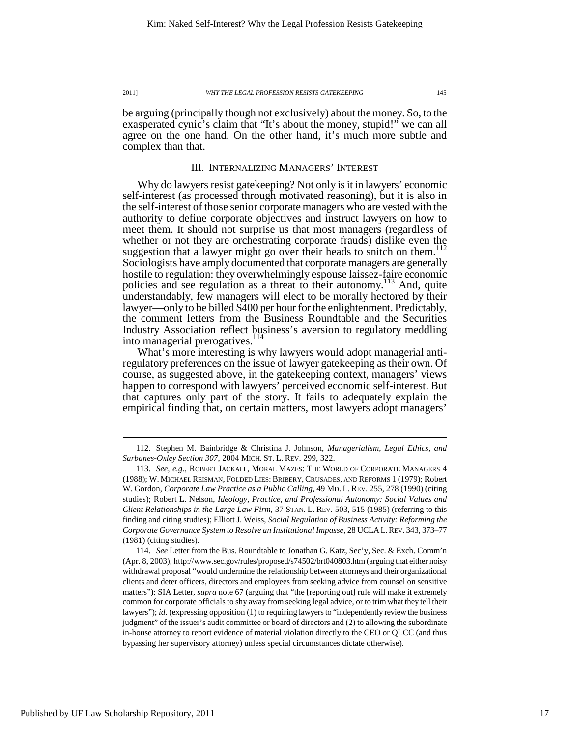be arguing (principally though not exclusively) about the money. So, to the exasperated cynic's claim that "It's about the money, stupid!" we can all agree on the one hand. On the other hand, it's much more subtle and complex than that.

## III. INTERNALIZING MANAGERS' INTEREST

Why do lawyers resist gatekeeping? Not only is it in lawyers' economic self-interest (as processed through motivated reasoning), but it is also in the self-interest of those senior corporate managers who are vested with the authority to define corporate objectives and instruct lawyers on how to meet them. It should not surprise us that most managers (regardless of whether or not they are orchestrating corporate frauds) dislike even the suggestion that a lawyer might go over their heads to snitch on them.[112] Sociologists have amply documented that corporate managers are generally hostile to regulation: they overwhelmingly espouse laissez-faire economic policies and see regulation as a threat to their autonomy.[113] And, quite understandably, few managers will elect to be morally hectored by their lawyer—only to be billed $400 per hour for the enlightenment. Predictably, the comment letters from the Business Roundtable and the Securities Industry Association reflect business's aversion to regulatory meddling into managerial prerogatives.[114]

What's more interesting is why lawyers would adopt managerial anti-regulatory preferences on the issue of lawyer gatekeeping as their own. Of course, as suggested above, in the gatekeeping context, managers' views happen to correspond with lawyers' perceived economic self-interest. But that captures only part of the story. It fails to adequately explain the empirical finding that, on certain matters, most lawyers adopt managers'

---

112. Stephen M. Bainbridge & Christina J. Johnson, *Managerialism, Legal Ethics, and Sarbanes-Oxley Section 307*, 2004 MICH. ST. L. REV. 299, 322.

113. *See, e.g.*, ROBERT JACKALL, MORAL MAZES: THE WORLD OF CORPORATE MANAGERS 4 (1988); W. MICHAEL REISMAN, FOLDED LIES: BRIBERY, CRUSADES, AND REFORMS 1 (1979); Robert W. Gordon, *Corporate Law Practice as a Public Calling*, 49 MD. L. REV. 255, 278 (1990) (citing studies); Robert L. Nelson, *Ideology, Practice, and Professional Autonomy: Social Values and Client Relationships in the Large Law Firm*, 37 STAN. L. REV. 503, 515 (1985) (referring to this finding and citing studies); Elliott J. Weiss, *Social Regulation of Business Activity: Reforming the Corporate Governance System to Resolve an Institutional Impasse*, 28 UCLA L. REV. 343, 373–77 (1981) (citing studies).

114. *See* Letter from the Bus. Roundtable to Jonathan G. Katz, Sec'y, Sec. & Exch. Comm'n (Apr. 8, 2003), http://www.sec.gov/rules/proposed/s74502/brt040803.htm (arguing that either noisy withdrawal proposal "would undermine the relationship between attorneys and their organizational clients and deter officers, directors and employees from seeking advice from counsel on sensitive matters"); SIA Letter, *supra* note 67 (arguing that "the [reporting out] rule will make it extremely common for corporate officials to shy away from seeking legal advice, or to trim what they tell their lawyers"); *id*. (expressing opposition (1) to requiring lawyers to "independently review the business judgment" of the issuer's audit committee or board of directors and (2) to allowing the subordinate in-house attorney to report evidence of material violation directly to the CEO or QLCC (and thus bypassing her supervisory attorney) unless special circumstances dictate otherwise).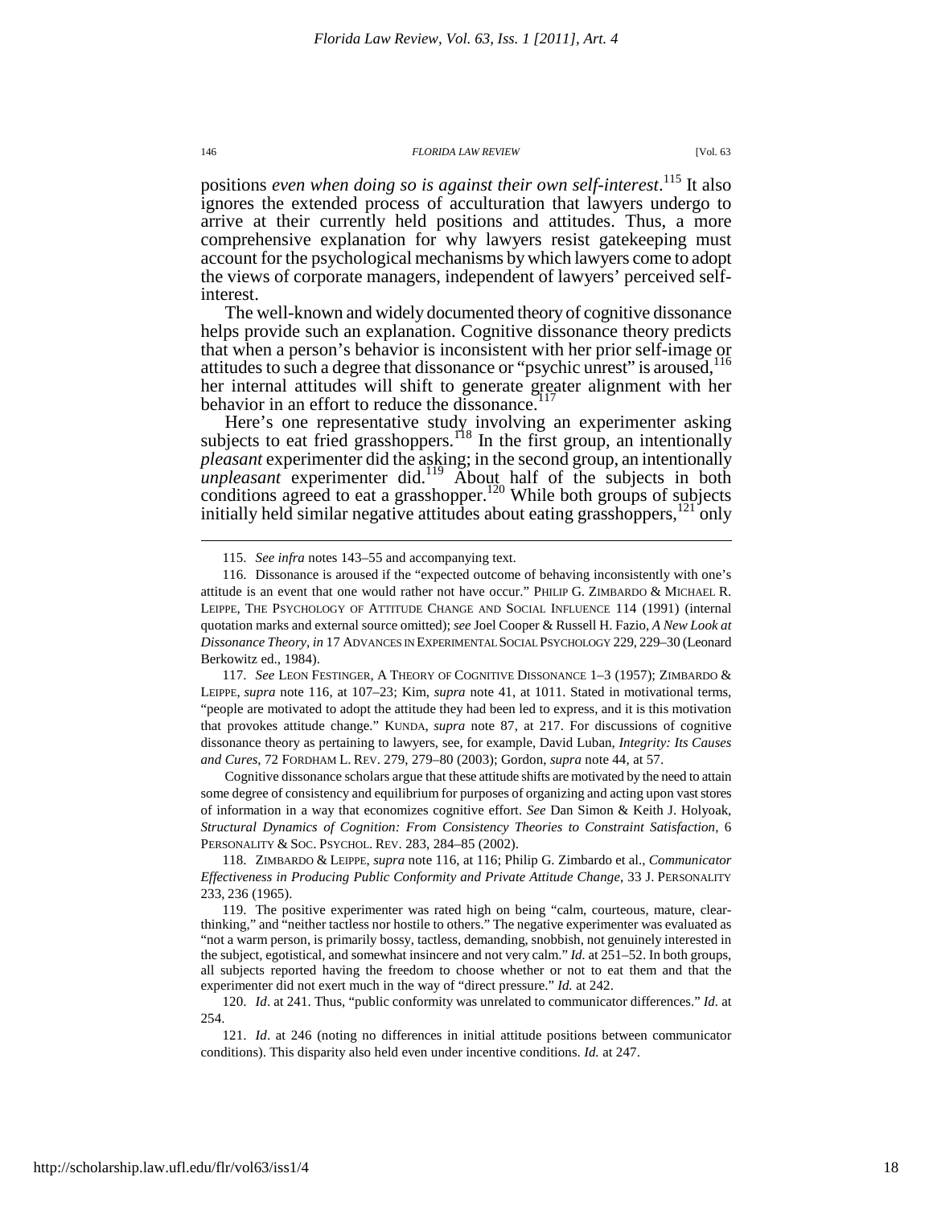positions *even when doing so is against their own self-interest*.[115] It also ignores the extended process of acculturation that lawyers undergo to arrive at their currently held positions and attitudes. Thus, a more comprehensive explanation for why lawyers resist gatekeeping must account for the psychological mechanisms by which lawyers come to adopt the views of corporate managers, independent of lawyers' perceived self-interest.

The well-known and widely documented theory of cognitive dissonance helps provide such an explanation. Cognitive dissonance theory predicts that when a person's behavior is inconsistent with her prior self-image or attitudes to such a degree that dissonance or "psychic unrest" is aroused,[116] her internal attitudes will shift to generate greater alignment with her behavior in an effort to reduce the dissonance.[117]

Here's one representative study involving an experimenter asking subjects to eat fried grasshoppers.[118] In the first group, an intentionally *pleasant* experimenter did the asking; in the second group, an intentionally *unpleasant* experimenter did.[119] About half of the subjects in both conditions agreed to eat a grasshopper.[120] While both groups of subjects initially held similar negative attitudes about eating grasshoppers,[121] only

---

115. *See infra* notes 143–55 and accompanying text.

116. Dissonance is aroused if the "expected outcome of behaving inconsistently with one's attitude is an event that one would rather not have occur." PHILIP G. ZIMBARDO & MICHAEL R. LEIPPE, THE PSYCHOLOGY OF ATTITUDE CHANGE AND SOCIAL INFLUENCE 114 (1991) (internal quotation marks and external source omitted); *see* Joel Cooper & Russell H. Fazio, *A New Look at Dissonance Theory*, *in* 17 ADVANCES IN EXPERIMENTAL SOCIAL PSYCHOLOGY 229, 229–30 (Leonard Berkowitz ed., 1984).

117. *See* LEON FESTINGER, A THEORY OF COGNITIVE DISSONANCE 1–3 (1957); ZIMBARDO & LEIPPE, *supra* note 116, at 107–23; Kim, *supra* note 41, at 1011. Stated in motivational terms, "people are motivated to adopt the attitude they had been led to express, and it is this motivation that provokes attitude change." KUNDA, *supra* note 87, at 217. For discussions of cognitive dissonance theory as pertaining to lawyers, see, for example, David Luban, *Integrity: Its Causes and Cures*, 72 FORDHAM L. REV. 279, 279–80 (2003); Gordon, *supra* note 44, at 57.

Cognitive dissonance scholars argue that these attitude shifts are motivated by the need to attain some degree of consistency and equilibrium for purposes of organizing and acting upon vast stores of information in a way that economizes cognitive effort. *See* Dan Simon & Keith J. Holyoak, *Structural Dynamics of Cognition: From Consistency Theories to Constraint Satisfaction*, 6 PERSONALITY & SOC. PSYCHOL. REV. 283, 284–85 (2002).

118. ZIMBARDO & LEIPPE, *supra* note 116, at 116; Philip G. Zimbardo et al., *Communicator Effectiveness in Producing Public Conformity and Private Attitude Change*, 33 J. PERSONALITY 233, 236 (1965).

119. The positive experimenter was rated high on being "calm, courteous, mature, clear-thinking," and "neither tactless nor hostile to others." The negative experimenter was evaluated as "not a warm person, is primarily bossy, tactless, demanding, snobbish, not genuinely interested in the subject, egotistical, and somewhat insincere and not very calm." *Id.* at 251–52. In both groups, all subjects reported having the freedom to choose whether or not to eat them and that the experimenter did not exert much in the way of "direct pressure." *Id.* at 242.

120. *Id*. at 241. Thus, "public conformity was unrelated to communicator differences." *Id*. at 254.

121. *Id*. at 246 (noting no differences in initial attitude positions between communicator conditions). This disparity also held even under incentive conditions. *Id.* at 247.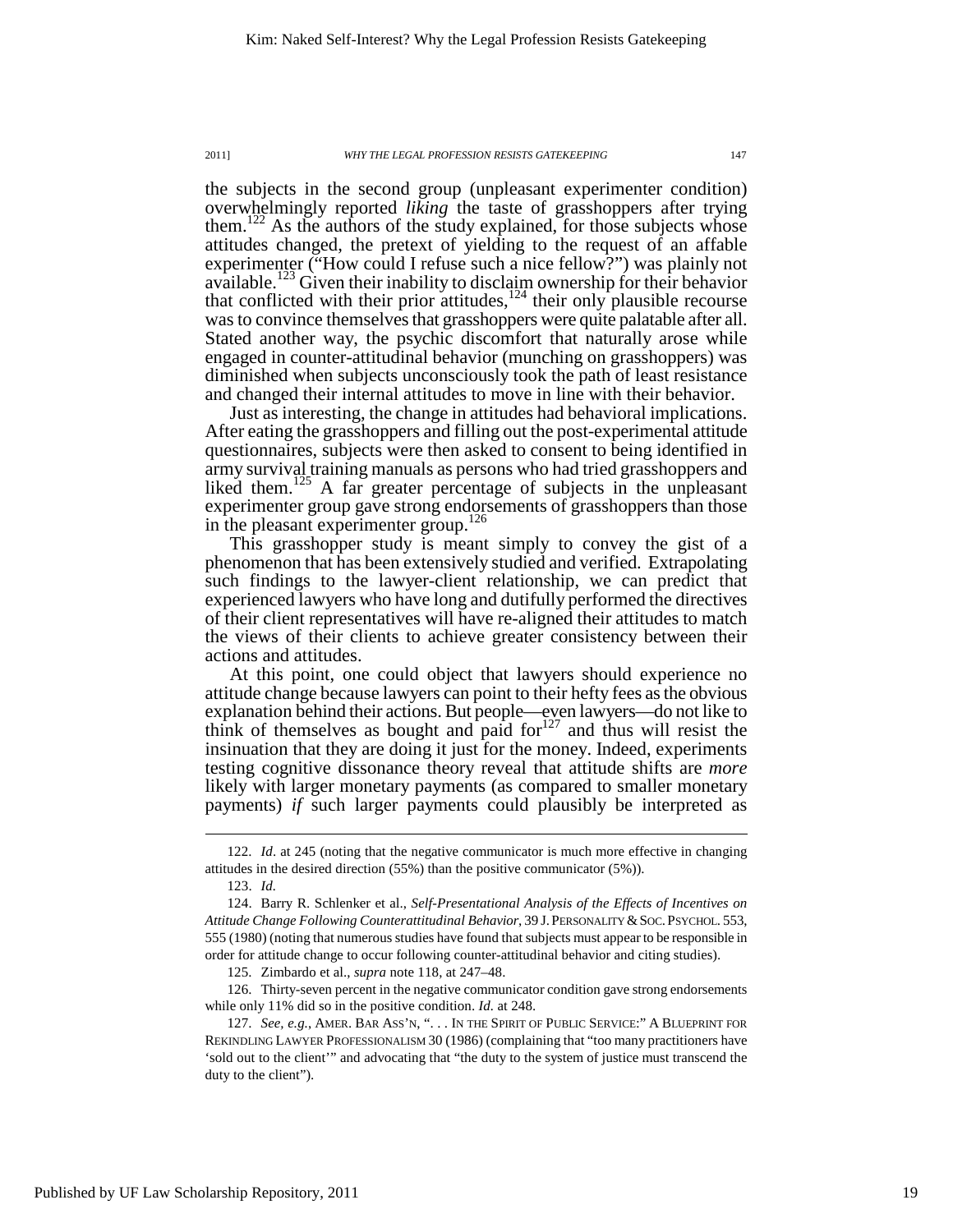the subjects in the second group (unpleasant experimenter condition) overwhelmingly reported *liking* the taste of grasshoppers after trying them.[122] As the authors of the study explained, for those subjects whose attitudes changed, the pretext of yielding to the request of an affable experimenter ("How could I refuse such a nice fellow?") was plainly not available.[123] Given their inability to disclaim ownership for their behavior that conflicted with their prior attitudes,[124] their only plausible recourse was to convince themselves that grasshoppers were quite palatable after all. Stated another way, the psychic discomfort that naturally arose while engaged in counter-attitudinal behavior (munching on grasshoppers) was diminished when subjects unconsciously took the path of least resistance and changed their internal attitudes to move in line with their behavior.

Just as interesting, the change in attitudes had behavioral implications. After eating the grasshoppers and filling out the post-experimental attitude questionnaires, subjects were then asked to consent to being identified in army survival training manuals as persons who had tried grasshoppers and liked them.[125] A far greater percentage of subjects in the unpleasant experimenter group gave strong endorsements of grasshoppers than those in the pleasant experimenter group.[126]

This grasshopper study is meant simply to convey the gist of a phenomenon that has been extensively studied and verified. Extrapolating such findings to the lawyer-client relationship, we can predict that experienced lawyers who have long and dutifully performed the directives of their client representatives will have re-aligned their attitudes to match the views of their clients to achieve greater consistency between their actions and attitudes.

At this point, one could object that lawyers should experience no attitude change because lawyers can point to their hefty fees as the obvious explanation behind their actions. But people—even lawyers—do not like to think of themselves as bought and paid for[127] and thus will resist the insinuation that they are doing it just for the money. Indeed, experiments testing cognitive dissonance theory reveal that attitude shifts are *more* likely with larger monetary payments (as compared to smaller monetary payments) *if* such larger payments could plausibly be interpreted as

---

122. *Id*. at 245 (noting that the negative communicator is much more effective in changing attitudes in the desired direction (55%) than the positive communicator (5%)).

123. *Id.*

124. Barry R. Schlenker et al., *Self-Presentational Analysis of the Effects of Incentives on Attitude Change Following Counterattitudinal Behavior*, 39 J. PERSONALITY & SOC. PSYCHOL. 553, 555 (1980) (noting that numerous studies have found that subjects must appear to be responsible in order for attitude change to occur following counter-attitudinal behavior and citing studies).

125. Zimbardo et al., *supra* note 118, at 247–48.

126. Thirty-seven percent in the negative communicator condition gave strong endorsements while only 11% did so in the positive condition. *Id.* at 248.

127. *See, e.g.*, AMER. BAR ASS'N, ". . . IN THE SPIRIT OF PUBLIC SERVICE:" A BLUEPRINT FOR REKINDLING LAWYER PROFESSIONALISM 30 (1986) (complaining that "too many practitioners have 'sold out to the client'" and advocating that "the duty to the system of justice must transcend the duty to the client").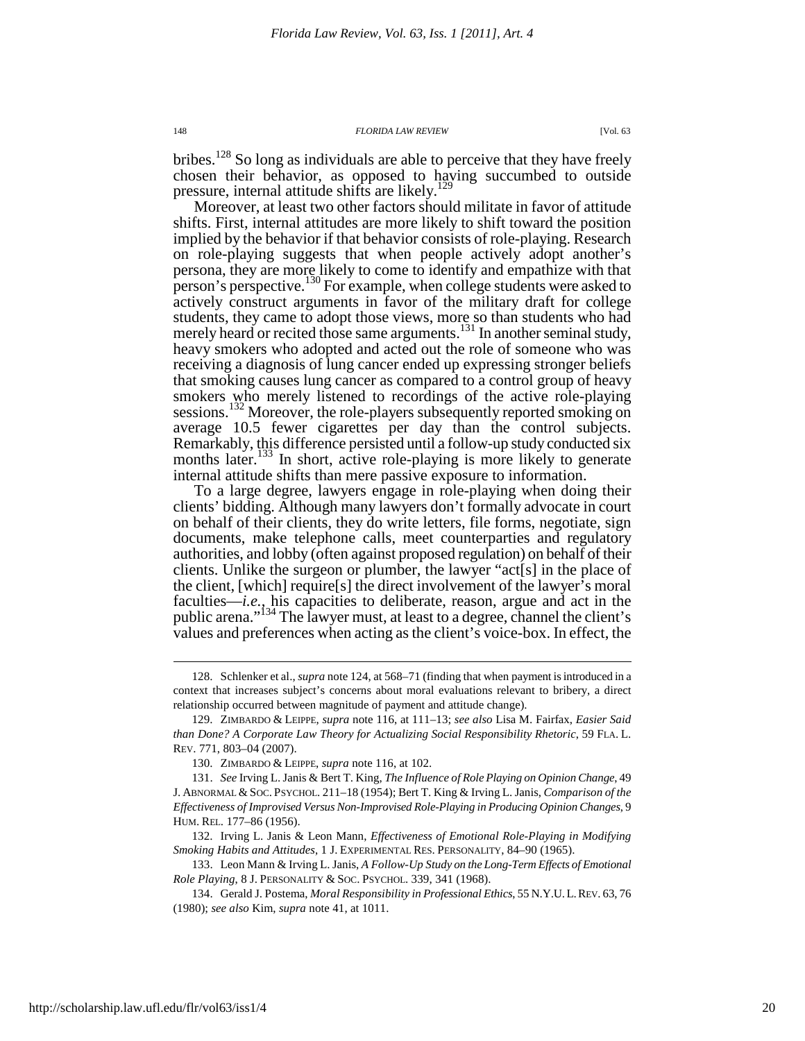bribes.[128] So long as individuals are able to perceive that they have freely chosen their behavior, as opposed to having succumbed to outside pressure, internal attitude shifts are likely.[129]

Moreover, at least two other factors should militate in favor of attitude shifts. First, internal attitudes are more likely to shift toward the position implied by the behavior if that behavior consists of role-playing. Research on role-playing suggests that when people actively adopt another's persona, they are more likely to come to identify and empathize with that person's perspective.[130] For example, when college students were asked to actively construct arguments in favor of the military draft for college students, they came to adopt those views, more so than students who had merely heard or recited those same arguments.[131] In another seminal study, heavy smokers who adopted and acted out the role of someone who was receiving a diagnosis of lung cancer ended up expressing stronger beliefs that smoking causes lung cancer as compared to a control group of heavy smokers who merely listened to recordings of the active role-playing sessions.[132] Moreover, the role-players subsequently reported smoking on average 10.5 fewer cigarettes per day than the control subjects. Remarkably, this difference persisted until a follow-up study conducted six months later.[133] In short, active role-playing is more likely to generate internal attitude shifts than mere passive exposure to information.

To a large degree, lawyers engage in role-playing when doing their clients' bidding. Although many lawyers don't formally advocate in court on behalf of their clients, they do write letters, file forms, negotiate, sign documents, make telephone calls, meet counterparties and regulatory authorities, and lobby (often against proposed regulation) on behalf of their clients. Unlike the surgeon or plumber, the lawyer "act[s] in the place of the client, [which] require[s] the direct involvement of the lawyer's moral faculties—*i.e.*, his capacities to deliberate, reason, argue and act in the public arena."[134] The lawyer must, at least to a degree, channel the client's values and preferences when acting as the client's voice-box. In effect, the

---

128. Schlenker et al., *supra* note 124, at 568–71 (finding that when payment is introduced in a context that increases subject's concerns about moral evaluations relevant to bribery, a direct relationship occurred between magnitude of payment and attitude change).

129. ZIMBARDO & LEIPPE, *supra* note 116, at 111–13; *see also* Lisa M. Fairfax, *Easier Said than Done? A Corporate Law Theory for Actualizing Social Responsibility Rhetoric*, 59 FLA. L. REV. 771, 803–04 (2007).

130. ZIMBARDO & LEIPPE, *supra* note 116, at 102.

131. *See* Irving L. Janis & Bert T. King, *The Influence of Role Playing on Opinion Change*, 49 J. ABNORMAL & SOC. PSYCHOL. 211–18 (1954); Bert T. King & Irving L. Janis, *Comparison of the Effectiveness of Improvised Versus Non-Improvised Role-Playing in Producing Opinion Changes*, 9 HUM. REL. 177–86 (1956).

132. Irving L. Janis & Leon Mann, *Effectiveness of Emotional Role-Playing in Modifying Smoking Habits and Attitudes*, 1 J. EXPERIMENTAL RES. PERSONALITY, 84–90 (1965).

133. Leon Mann & Irving L. Janis, *A Follow-Up Study on the Long-Term Effects of Emotional Role Playing*, 8 J. PERSONALITY & SOC. PSYCHOL. 339, 341 (1968).

134. Gerald J. Postema, *Moral Responsibility in Professional Ethics*, 55 N.Y.U. L. REV. 63, 76 (1980); *see also* Kim, *supra* note 41, at 1011.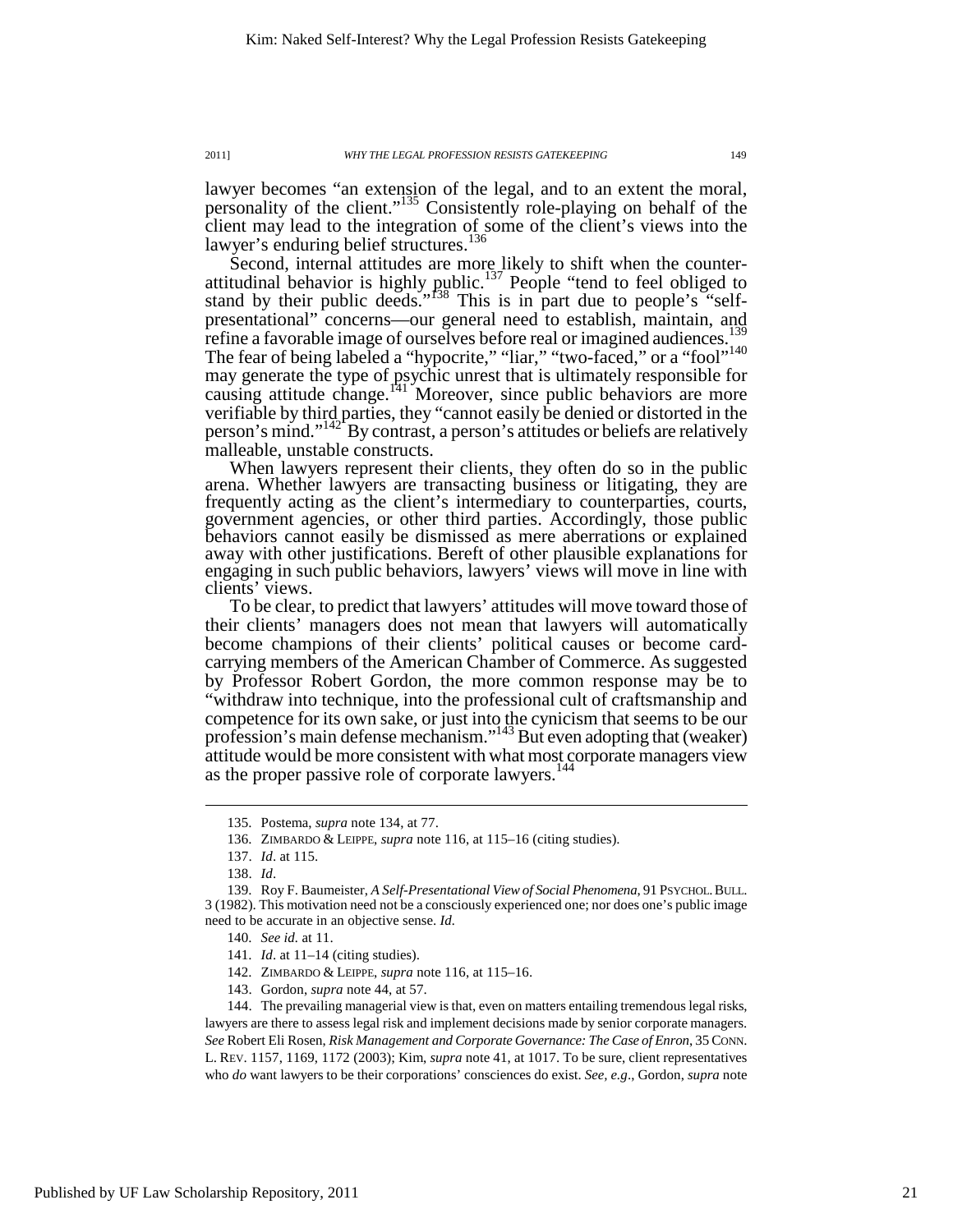lawyer becomes "an extension of the legal, and to an extent the moral, personality of the client."[135] Consistently role-playing on behalf of the client may lead to the integration of some of the client's views into the lawyer's enduring belief structures.[136]

Second, internal attitudes are more likely to shift when the counter-attitudinal behavior is highly public.[137] People "tend to feel obliged to stand by their public deeds."[138] This is in part due to people's "self-presentational" concerns—our general need to establish, maintain, and refine a favorable image of ourselves before real or imagined audiences.[139] The fear of being labeled a "hypocrite," "liar," "two-faced," or a "fool"[140] may generate the type of psychic unrest that is ultimately responsible for causing attitude change.[141] Moreover, since public behaviors are more verifiable by third parties, they "cannot easily be denied or distorted in the person's mind."[142] By contrast, a person's attitudes or beliefs are relatively malleable, unstable constructs.

When lawyers represent their clients, they often do so in the public arena. Whether lawyers are transacting business or litigating, they are frequently acting as the client's intermediary to counterparties, courts, government agencies, or other third parties. Accordingly, those public behaviors cannot easily be dismissed as mere aberrations or explained away with other justifications. Bereft of other plausible explanations for engaging in such public behaviors, lawyers' views will move in line with clients' views.

To be clear, to predict that lawyers' attitudes will move toward those of their clients' managers does not mean that lawyers will automatically become champions of their clients' political causes or become card-carrying members of the American Chamber of Commerce. As suggested by Professor Robert Gordon, the more common response may be to "withdraw into technique, into the professional cult of craftsmanship and competence for its own sake, or just into the cynicism that seems to be our profession's main defense mechanism."[143] But even adopting that (weaker) attitude would be more consistent with what most corporate managers view as the proper passive role of corporate lawyers.[144]

---

135. Postema, *supra* note 134, at 77.

136. ZIMBARDO & LEIPPE, *supra* note 116, at 115–16 (citing studies).

137. *Id*. at 115.

138. *Id*.

139. Roy F. Baumeister, *A Self-Presentational View of Social Phenomena*, 91 PSYCHOL. BULL. 3 (1982). This motivation need not be a consciously experienced one; nor does one's public image need to be accurate in an objective sense. *Id.*

140. *See id*. at 11.

141. *Id*. at 11–14 (citing studies).

142. ZIMBARDO & LEIPPE, *supra* note 116, at 115–16.

143. Gordon, *supra* note 44, at 57.

144. The prevailing managerial view is that, even on matters entailing tremendous legal risks, lawyers are there to assess legal risk and implement decisions made by senior corporate managers. *See* Robert Eli Rosen, *Risk Management and Corporate Governance: The Case of Enron*, 35 CONN. L. REV. 1157, 1169, 1172 (2003); Kim, *supra* note 41, at 1017. To be sure, client representatives who *do* want lawyers to be their corporations' consciences do exist. *See, e.g.*, Gordon, *supra* note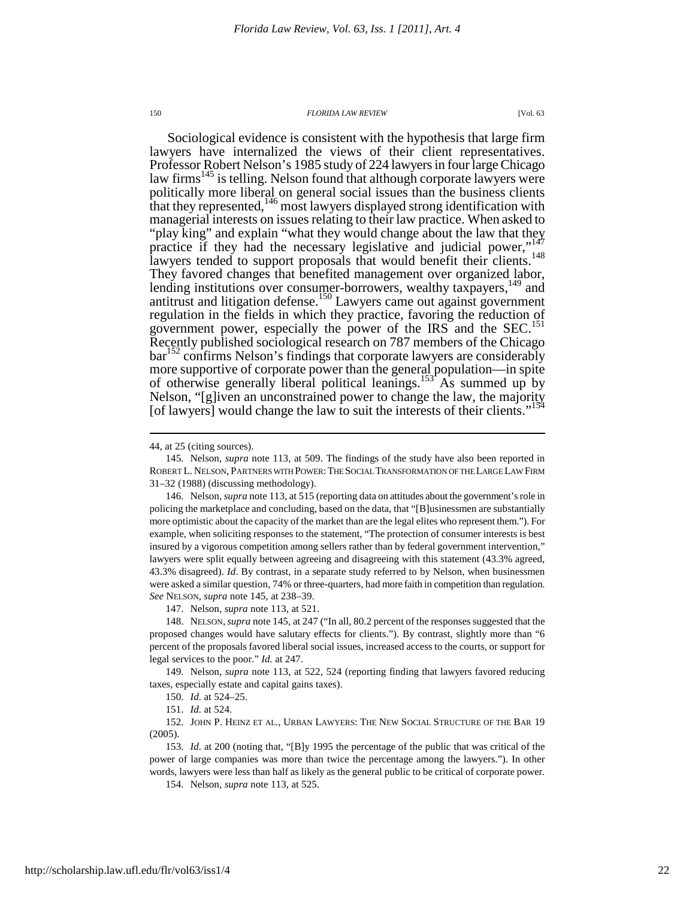Sociological evidence is consistent with the hypothesis that large firm lawyers have internalized the views of their client representatives. Professor Robert Nelson's 1985 study of 224 lawyers in four large Chicago law firms[145] is telling. Nelson found that although corporate lawyers were politically more liberal on general social issues than the business clients that they represented,[146] most lawyers displayed strong identification with managerial interests on issues relating to their law practice. When asked to "play king" and explain "what they would change about the law that they practice if they had the necessary legislative and judicial power,"[147] lawyers tended to support proposals that would benefit their clients.[148] They favored changes that benefited management over organized labor, lending institutions over consumer-borrowers, wealthy taxpayers,[149] and antitrust and litigation defense.[150] Lawyers came out against government regulation in the fields in which they practice, favoring the reduction of government power, especially the power of the IRS and the SEC.[151] Recently published sociological research on 787 members of the Chicago bar[152] confirms Nelson's findings that corporate lawyers are considerably more supportive of corporate power than the general population—in spite of otherwise generally liberal political leanings.[153] As summed up by Nelson, "[g]iven an unconstrained power to change the law, the majority [of lawyers] would change the law to suit the interests of their clients."[154]

---

44, at 25 (citing sources).

145. Nelson, *supra* note 113, at 509. The findings of the study have also been reported in ROBERT L. NELSON, PARTNERS WITH POWER: THE SOCIAL TRANSFORMATION OF THE LARGE LAW FIRM 31–32 (1988) (discussing methodology).

146. Nelson, *supra* note 113, at 515 (reporting data on attitudes about the government's role in policing the marketplace and concluding, based on the data, that "[B]usinessmen are substantially more optimistic about the capacity of the market than are the legal elites who represent them."). For example, when soliciting responses to the statement, "The protection of consumer interests is best insured by a vigorous competition among sellers rather than by federal government intervention," lawyers were split equally between agreeing and disagreeing with this statement (43.3% agreed, 43.3% disagreed). *Id.* By contrast, in a separate study referred to by Nelson, when businessmen were asked a similar question, 74% or three-quarters, had more faith in competition than regulation. *See* NELSON, *supra* note 145, at 238–39.

147. Nelson, *supra* note 113, at 521.

148. NELSON, *supra* note 145, at 247 ("In all, 80.2 percent of the responses suggested that the proposed changes would have salutary effects for clients."). By contrast, slightly more than "6 percent of the proposals favored liberal social issues, increased access to the courts, or support for legal services to the poor." *Id.* at 247.

149. Nelson, *supra* note 113, at 522, 524 (reporting finding that lawyers favored reducing taxes, especially estate and capital gains taxes).

150. *Id.* at 524–25.

151. *Id.* at 524.

152. JOHN P. HEINZ ET AL., URBAN LAWYERS: THE NEW SOCIAL STRUCTURE OF THE BAR 19 (2005).

153. *Id.* at 200 (noting that, "[B]y 1995 the percentage of the public that was critical of the power of large companies was more than twice the percentage among the lawyers."). In other words, lawyers were less than half as likely as the general public to be critical of corporate power.

154. Nelson, *supra* note 113, at 525.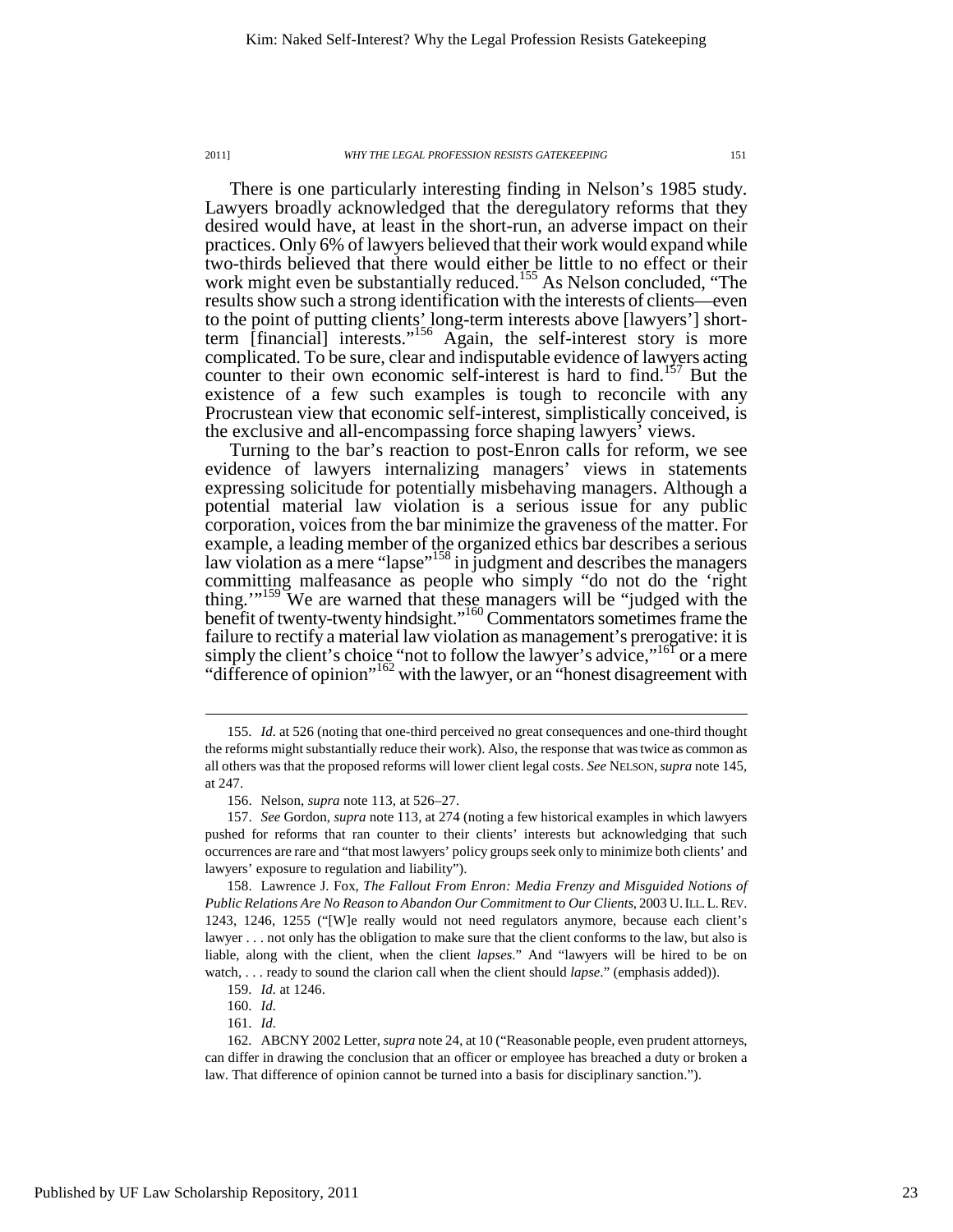There is one particularly interesting finding in Nelson's 1985 study. Lawyers broadly acknowledged that the deregulatory reforms that they desired would have, at least in the short-run, an adverse impact on their practices. Only 6% of lawyers believed that their work would expand while two-thirds believed that there would either be little to no effect or their work might even be substantially reduced.[155] As Nelson concluded, "The results show such a strong identification with the interests of clients—even to the point of putting clients' long-term interests above [lawyers'] short-term [financial] interests."[156] Again, the self-interest story is more complicated. To be sure, clear and indisputable evidence of lawyers acting counter to their own economic self-interest is hard to find.[157] But the existence of a few such examples is tough to reconcile with any Procrustean view that economic self-interest, simplistically conceived, is the exclusive and all-encompassing force shaping lawyers' views.

Turning to the bar's reaction to post-Enron calls for reform, we see evidence of lawyers internalizing managers' views in statements expressing solicitude for potentially misbehaving managers. Although a potential material law violation is a serious issue for any public corporation, voices from the bar minimize the graveness of the matter. For example, a leading member of the organized ethics bar describes a serious law violation as a mere "lapse"[158] in judgment and describes the managers committing malfeasance as people who simply "do not do the 'right thing.'"[159] We are warned that these managers will be "judged with the benefit of twenty-twenty hindsight."[160] Commentators sometimes frame the failure to rectify a material law violation as management's prerogative: it is simply the client's choice "not to follow the lawyer's advice,"[161] or a mere "difference of opinion"[162] with the lawyer, or an "honest disagreement with

---

155. *Id.* at 526 (noting that one-third perceived no great consequences and one-third thought the reforms might substantially reduce their work). Also, the response that was twice as common as all others was that the proposed reforms will lower client legal costs. *See* NELSON, *supra* note 145, at 247.

156. Nelson, *supra* note 113, at 526–27.

157. *See* Gordon, *supra* note 113, at 274 (noting a few historical examples in which lawyers pushed for reforms that ran counter to their clients' interests but acknowledging that such occurrences are rare and "that most lawyers' policy groups seek only to minimize both clients' and lawyers' exposure to regulation and liability").

158. Lawrence J. Fox, *The Fallout From Enron: Media Frenzy and Misguided Notions of Public Relations Are No Reason to Abandon Our Commitment to Our Clients*, 2003 U. ILL. L. REV. 1243, 1246, 1255 ("[W]e really would not need regulators anymore, because each client's lawyer . . . not only has the obligation to make sure that the client conforms to the law, but also is liable, along with the client, when the client *lapses*." And "lawyers will be hired to be on watch, . . . ready to sound the clarion call when the client should *lapse*." (emphasis added)).

159. *Id.* at 1246.

160. *Id.*

161. *Id.*

162. ABCNY 2002 Letter, *supra* note 24, at 10 ("Reasonable people, even prudent attorneys, can differ in drawing the conclusion that an officer or employee has breached a duty or broken a law. That difference of opinion cannot be turned into a basis for disciplinary sanction.").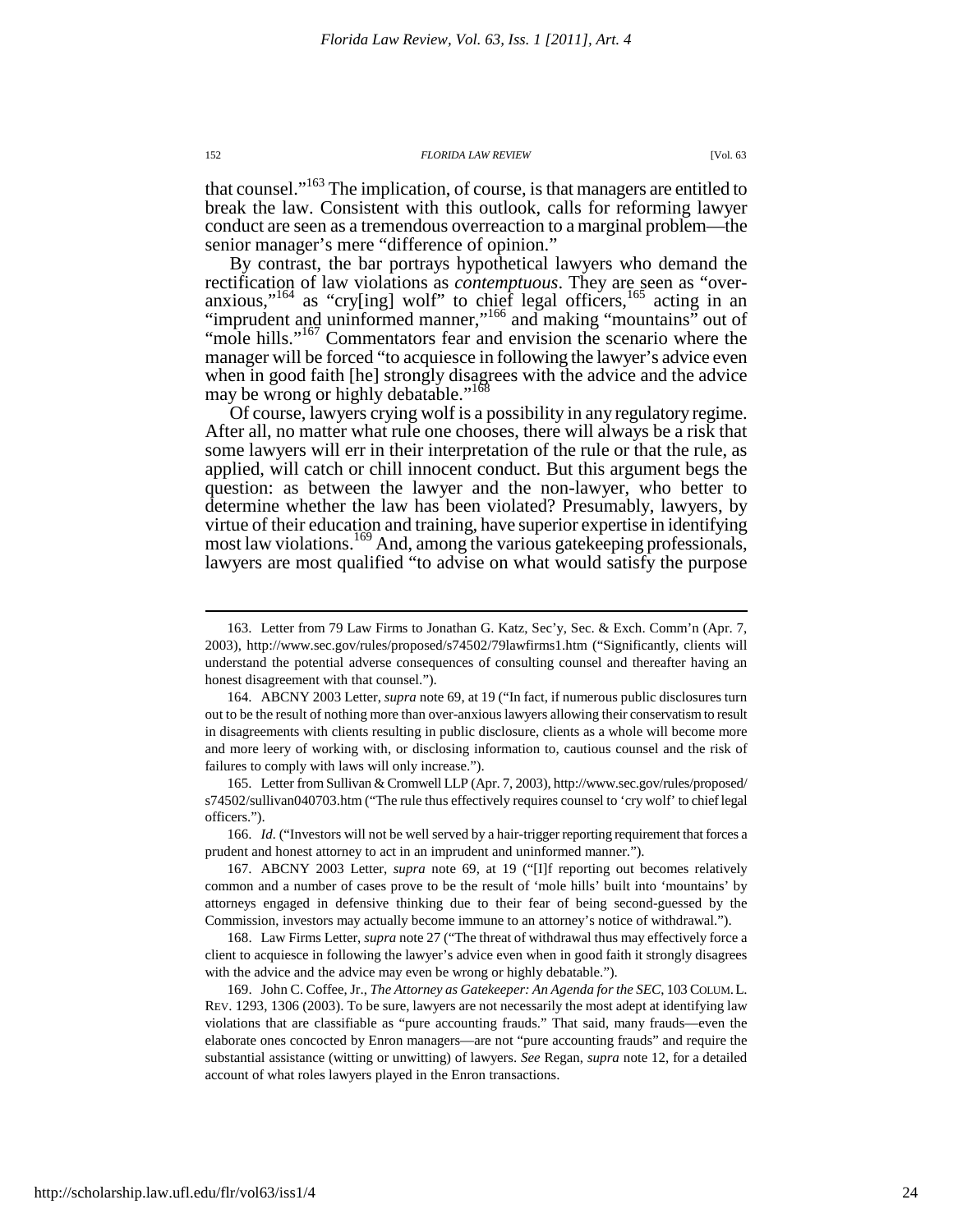that counsel."[163] The implication, of course, is that managers are entitled to break the law. Consistent with this outlook, calls for reforming lawyer conduct are seen as a tremendous overreaction to a marginal problem—the senior manager's mere "difference of opinion."

By contrast, the bar portrays hypothetical lawyers who demand the rectification of law violations as *contemptuous*. They are seen as "over-anxious,"[164] as "cry[ing] wolf" to chief legal officers,[165] acting in an "imprudent and uninformed manner,"[166] and making "mountains" out of "mole hills."[167] Commentators fear and envision the scenario where the manager will be forced "to acquiesce in following the lawyer's advice even when in good faith [he] strongly disagrees with the advice and the advice may be wrong or highly debatable."[168]

Of course, lawyers crying wolf is a possibility in any regulatory regime. After all, no matter what rule one chooses, there will always be a risk that some lawyers will err in their interpretation of the rule or that the rule, as applied, will catch or chill innocent conduct. But this argument begs the question: as between the lawyer and the non-lawyer, who better to determine whether the law has been violated? Presumably, lawyers, by virtue of their education and training, have superior expertise in identifying most law violations.[169] And, among the various gatekeeping professionals, lawyers are most qualified "to advise on what would satisfy the purpose

---

163. Letter from 79 Law Firms to Jonathan G. Katz, Sec'y, Sec. & Exch. Comm'n (Apr. 7, 2003), http://www.sec.gov/rules/proposed/s74502/79lawfirms1.htm ("Significantly, clients will understand the potential adverse consequences of consulting counsel and thereafter having an honest disagreement with that counsel.").

164. ABCNY 2003 Letter, *supra* note 69, at 19 ("In fact, if numerous public disclosures turn out to be the result of nothing more than over-anxious lawyers allowing their conservatism to result in disagreements with clients resulting in public disclosure, clients as a whole will become more and more leery of working with, or disclosing information to, cautious counsel and the risk of failures to comply with laws will only increase.").

165. Letter from Sullivan & Cromwell LLP (Apr. 7, 2003), http://www.sec.gov/rules/proposed/s74502/sullivan040703.htm ("The rule thus effectively requires counsel to 'cry wolf' to chief legal officers.").

166. *Id.* ("Investors will not be well served by a hair-trigger reporting requirement that forces a prudent and honest attorney to act in an imprudent and uninformed manner.").

167. ABCNY 2003 Letter, *supra* note 69, at 19 ("[I]f reporting out becomes relatively common and a number of cases prove to be the result of 'mole hills' built into 'mountains' by attorneys engaged in defensive thinking due to their fear of being second-guessed by the Commission, investors may actually become immune to an attorney's notice of withdrawal.").

168. Law Firms Letter, *supra* note 27 ("The threat of withdrawal thus may effectively force a client to acquiesce in following the lawyer's advice even when in good faith it strongly disagrees with the advice and the advice may even be wrong or highly debatable.").

169. John C. Coffee, Jr., *The Attorney as Gatekeeper: An Agenda for the SEC*, 103 COLUM. L. REV. 1293, 1306 (2003). To be sure, lawyers are not necessarily the most adept at identifying law violations that are classifiable as "pure accounting frauds." That said, many frauds—even the elaborate ones concocted by Enron managers—are not "pure accounting frauds" and require the substantial assistance (witting or unwitting) of lawyers. *See* Regan, *supra* note 12, for a detailed account of what roles lawyers played in the Enron transactions.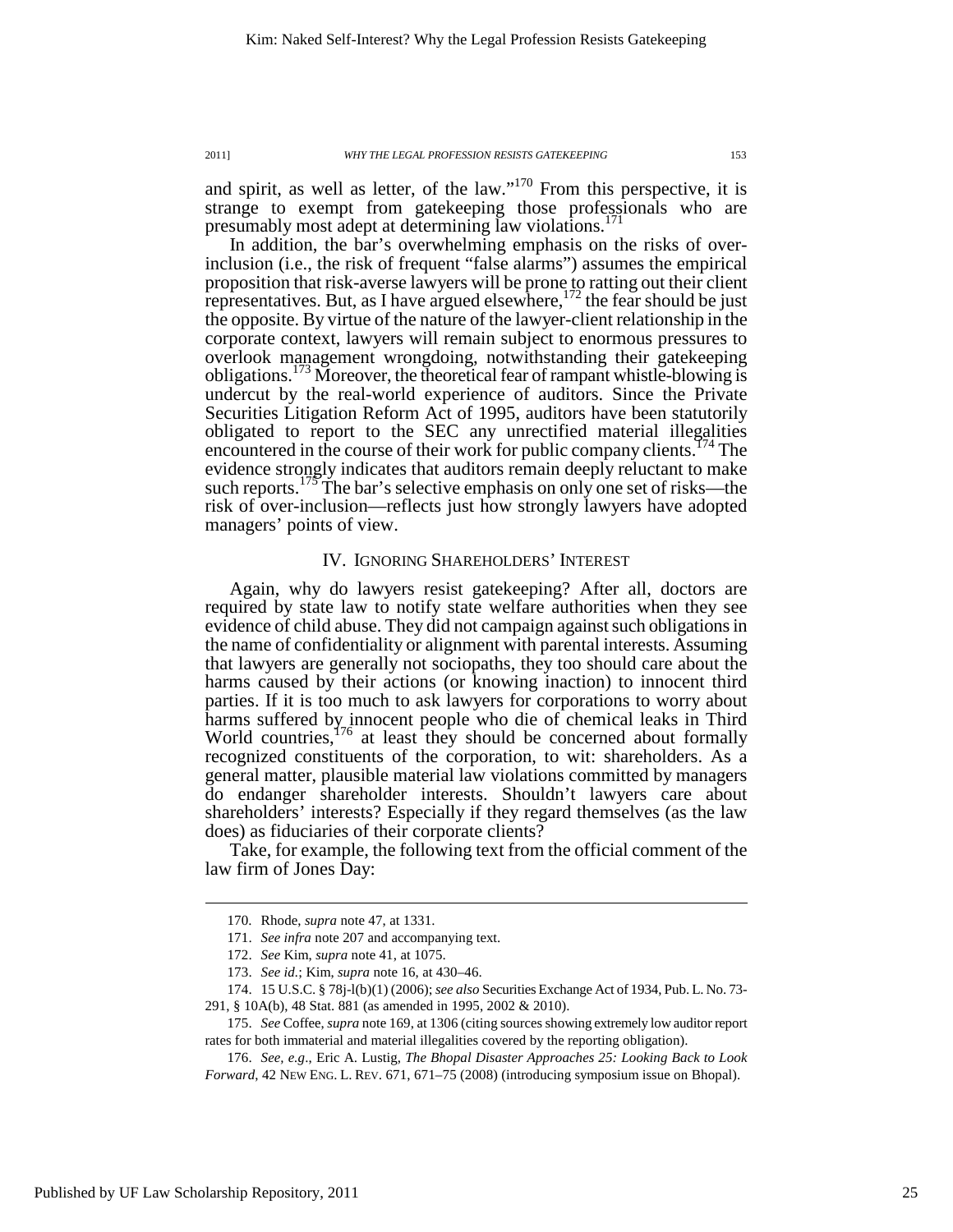and spirit, as well as letter, of the law."[170] From this perspective, it is strange to exempt from gatekeeping those professionals who are presumably most adept at determining law violations.[171]

In addition, the bar's overwhelming emphasis on the risks of over-inclusion (i.e., the risk of frequent "false alarms") assumes the empirical proposition that risk-averse lawyers will be prone to ratting out their client representatives. But, as I have argued elsewhere,[172] the fear should be just the opposite. By virtue of the nature of the lawyer-client relationship in the corporate context, lawyers will remain subject to enormous pressures to overlook management wrongdoing, notwithstanding their gatekeeping obligations.[173] Moreover, the theoretical fear of rampant whistle-blowing is undercut by the real-world experience of auditors. Since the Private Securities Litigation Reform Act of 1995, auditors have been statutorily obligated to report to the SEC any unrectified material illegalities encountered in the course of their work for public company clients.[174] The evidence strongly indicates that auditors remain deeply reluctant to make such reports.[175] The bar's selective emphasis on only one set of risks—the risk of over-inclusion—reflects just how strongly lawyers have adopted managers' points of view.

## IV. IGNORING SHAREHOLDERS' INTEREST

Again, why do lawyers resist gatekeeping? After all, doctors are required by state law to notify state welfare authorities when they see evidence of child abuse. They did not campaign against such obligations in the name of confidentiality or alignment with parental interests. Assuming that lawyers are generally not sociopaths, they too should care about the harms caused by their actions (or knowing inaction) to innocent third parties. If it is too much to ask lawyers for corporations to worry about harms suffered by innocent people who die of chemical leaks in Third World countries,[176] at least they should be concerned about formally recognized constituents of the corporation, to wit: shareholders. As a general matter, plausible material law violations committed by managers do endanger shareholder interests. Shouldn't lawyers care about shareholders' interests? Especially if they regard themselves (as the law does) as fiduciaries of their corporate clients?

Take, for example, the following text from the official comment of the law firm of Jones Day:

---

170. Rhode, *supra* note 47, at 1331.

171. *See infra* note 207 and accompanying text.

172. *See* Kim, *supra* note 41, at 1075.

173. *See id.*; Kim, *supra* note 16, at 430–46.

174. 15 U.S.C. § 78j-l(b)(1) (2006); *see also* Securities Exchange Act of 1934, Pub. L. No. 73-291, § 10A(b), 48 Stat. 881 (as amended in 1995, 2002 & 2010).

175. *See* Coffee, *supra* note 169, at 1306 (citing sources showing extremely low auditor report rates for both immaterial and material illegalities covered by the reporting obligation).

176. *See, e.g.*, Eric A. Lustig, *The Bhopal Disaster Approaches 25: Looking Back to Look Forward*, 42 NEW ENG. L. REV. 671, 671–75 (2008) (introducing symposium issue on Bhopal).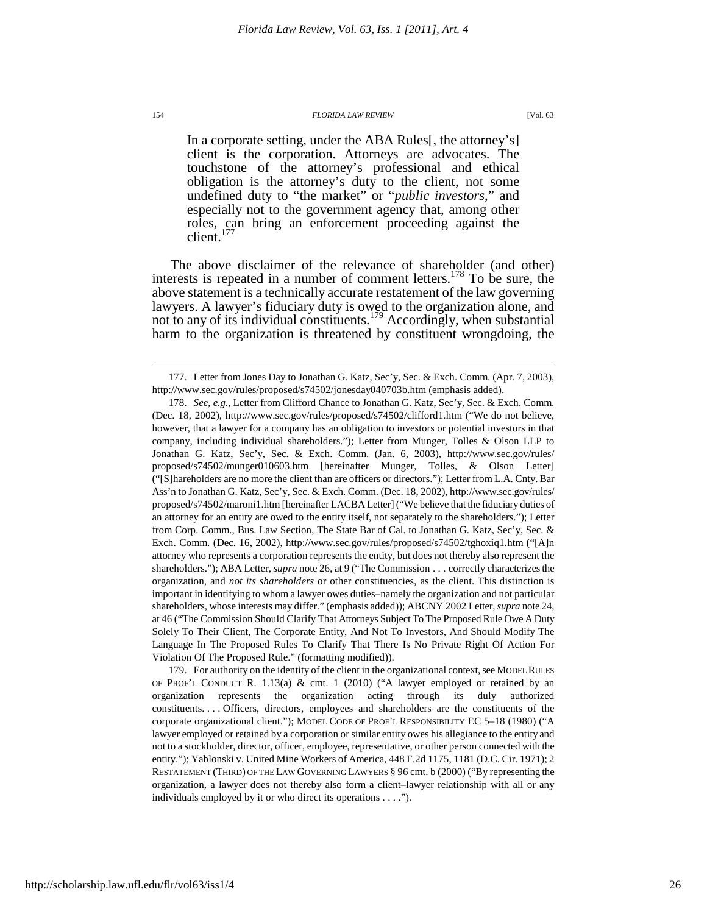> In a corporate setting, under the ABA Rules[, the attorney's] client is the corporation. Attorneys are advocates. The touchstone of the attorney's professional and ethical obligation is the attorney's duty to the client, not some undefined duty to "the market" or "*public investors*," and especially not to the government agency that, among other roles, can bring an enforcement proceeding against the client.[177]

The above disclaimer of the relevance of shareholder (and other) interests is repeated in a number of comment letters.[178] To be sure, the above statement is a technically accurate restatement of the law governing lawyers. A lawyer's fiduciary duty is owed to the organization alone, and not to any of its individual constituents.[179] Accordingly, when substantial harm to the organization is threatened by constituent wrongdoing, the

---

177. Letter from Jones Day to Jonathan G. Katz, Sec'y, Sec. & Exch. Comm. (Apr. 7, 2003), http://www.sec.gov/rules/proposed/s74502/jonesday040703b.htm (emphasis added).

178. *See, e.g.*, Letter from Clifford Chance to Jonathan G. Katz, Sec'y, Sec. & Exch. Comm. (Dec. 18, 2002), http://www.sec.gov/rules/proposed/s74502/clifford1.htm ("We do not believe, however, that a lawyer for a company has an obligation to investors or potential investors in that company, including individual shareholders."); Letter from Munger, Tolles & Olson LLP to Jonathan G. Katz, Sec'y, Sec. & Exch. Comm. (Jan. 6, 2003), http://www.sec.gov/rules/proposed/s74502/munger010603.htm [hereinafter Munger, Tolles, & Olson Letter] ("[S]hareholders are no more the client than are officers or directors."); Letter from L.A. Cnty. Bar Ass'n to Jonathan G. Katz, Sec'y, Sec. & Exch. Comm. (Dec. 18, 2002), http://www.sec.gov/rules/proposed/s74502/maroni1.htm [hereinafter LACBA Letter] ("We believe that the fiduciary duties of an attorney for an entity are owed to the entity itself, not separately to the shareholders."); Letter from Corp. Comm., Bus. Law Section, The State Bar of Cal. to Jonathan G. Katz, Sec'y, Sec. & Exch. Comm. (Dec. 16, 2002), http://www.sec.gov/rules/proposed/s74502/tghoxiq1.htm ("[A]n attorney who represents a corporation represents the entity, but does not thereby also represent the shareholders."); ABA Letter, *supra* note 26, at 9 ("The Commission . . . correctly characterizes the organization, and *not its shareholders* or other constituencies, as the client. This distinction is important in identifying to whom a lawyer owes duties–namely the organization and not particular shareholders, whose interests may differ." (emphasis added)); ABCNY 2002 Letter, *supra* note 24, at 46 ("The Commission Should Clarify That Attorneys Subject To The Proposed Rule Owe A Duty Solely To Their Client, The Corporate Entity, And Not To Investors, And Should Modify The Language In The Proposed Rules To Clarify That There Is No Private Right Of Action For Violation Of The Proposed Rule." (formatting modified)).

179. For authority on the identity of the client in the organizational context, see MODEL RULES OF PROF'L CONDUCT R. 1.13(a) & cmt. 1 (2010) ("A lawyer employed or retained by an organization represents the organization acting through its duly authorized constituents. . . . Officers, directors, employees and shareholders are the constituents of the corporate organizational client."); MODEL CODE OF PROF'L RESPONSIBILITY EC 5–18 (1980) ("A lawyer employed or retained by a corporation or similar entity owes his allegiance to the entity and not to a stockholder, director, officer, employee, representative, or other person connected with the entity."); Yablonski v. United Mine Workers of America, 448 F.2d 1175, 1181 (D.C. Cir. 1971); 2 RESTATEMENT (THIRD) OF THE LAW GOVERNING LAWYERS § 96 cmt. b (2000) ("By representing the organization, a lawyer does not thereby also form a client–lawyer relationship with all or any individuals employed by it or who direct its operations . . . .").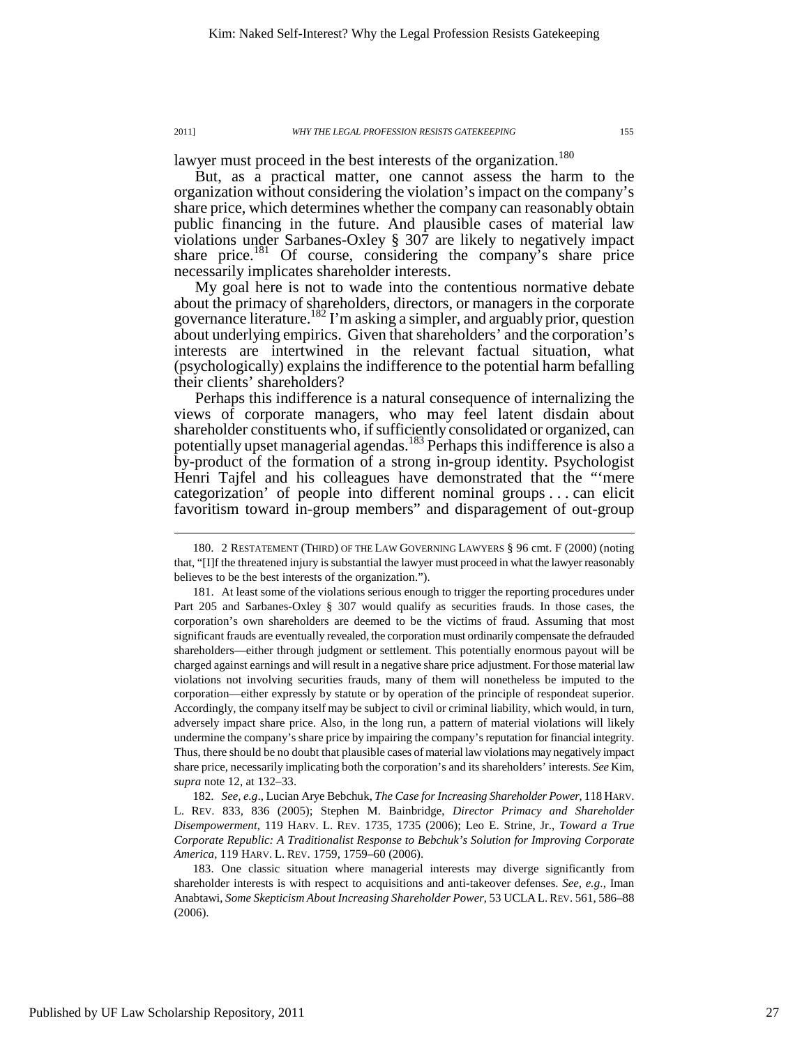lawyer must proceed in the best interests of the organization.[180]

But, as a practical matter, one cannot assess the harm to the organization without considering the violation's impact on the company's share price, which determines whether the company can reasonably obtain public financing in the future. And plausible cases of material law violations under Sarbanes-Oxley § 307 are likely to negatively impact share price.[181] Of course, considering the company's share price necessarily implicates shareholder interests.

My goal here is not to wade into the contentious normative debate about the primacy of shareholders, directors, or managers in the corporate governance literature.[182] I'm asking a simpler, and arguably prior, question about underlying empirics. Given that shareholders' and the corporation's interests are intertwined in the relevant factual situation, what (psychologically) explains the indifference to the potential harm befalling their clients' shareholders?

Perhaps this indifference is a natural consequence of internalizing the views of corporate managers, who may feel latent disdain about shareholder constituents who, if sufficiently consolidated or organized, can potentially upset managerial agendas.[183] Perhaps this indifference is also a by-product of the formation of a strong in-group identity. Psychologist Henri Tajfel and his colleagues have demonstrated that the "'mere categorization' of people into different nominal groups . . . can elicit favoritism toward in-group members" and disparagement of out-group

---

180. 2 RESTATEMENT (THIRD) OF THE LAW GOVERNING LAWYERS § 96 cmt. F (2000) (noting that, "[I]f the threatened injury is substantial the lawyer must proceed in what the lawyer reasonably believes to be the best interests of the organization.").

181. At least some of the violations serious enough to trigger the reporting procedures under Part 205 and Sarbanes-Oxley § 307 would qualify as securities frauds. In those cases, the corporation's own shareholders are deemed to be the victims of fraud. Assuming that most significant frauds are eventually revealed, the corporation must ordinarily compensate the defrauded shareholders—either through judgment or settlement. This potentially enormous payout will be charged against earnings and will result in a negative share price adjustment. For those material law violations not involving securities frauds, many of them will nonetheless be imputed to the corporation—either expressly by statute or by operation of the principle of respondeat superior. Accordingly, the company itself may be subject to civil or criminal liability, which would, in turn, adversely impact share price. Also, in the long run, a pattern of material violations will likely undermine the company's share price by impairing the company's reputation for financial integrity. Thus, there should be no doubt that plausible cases of material law violations may negatively impact share price, necessarily implicating both the corporation's and its shareholders' interests. *See* Kim, *supra* note 12, at 132–33.

182. *See, e.g.*, Lucian Arye Bebchuk, *The Case for Increasing Shareholder Power*, 118 HARV. L. REV. 833, 836 (2005); Stephen M. Bainbridge, *Director Primacy and Shareholder Disempowerment*, 119 HARV. L. REV. 1735, 1735 (2006); Leo E. Strine, Jr., *Toward a True Corporate Republic: A Traditionalist Response to Bebchuk's Solution for Improving Corporate America*, 119 HARV. L. REV. 1759, 1759–60 (2006).

183. One classic situation where managerial interests may diverge significantly from shareholder interests is with respect to acquisitions and anti-takeover defenses. *See, e.g.*, Iman Anabtawi, *Some Skepticism About Increasing Shareholder Power*, 53 UCLA L. REV. 561, 586–88 (2006).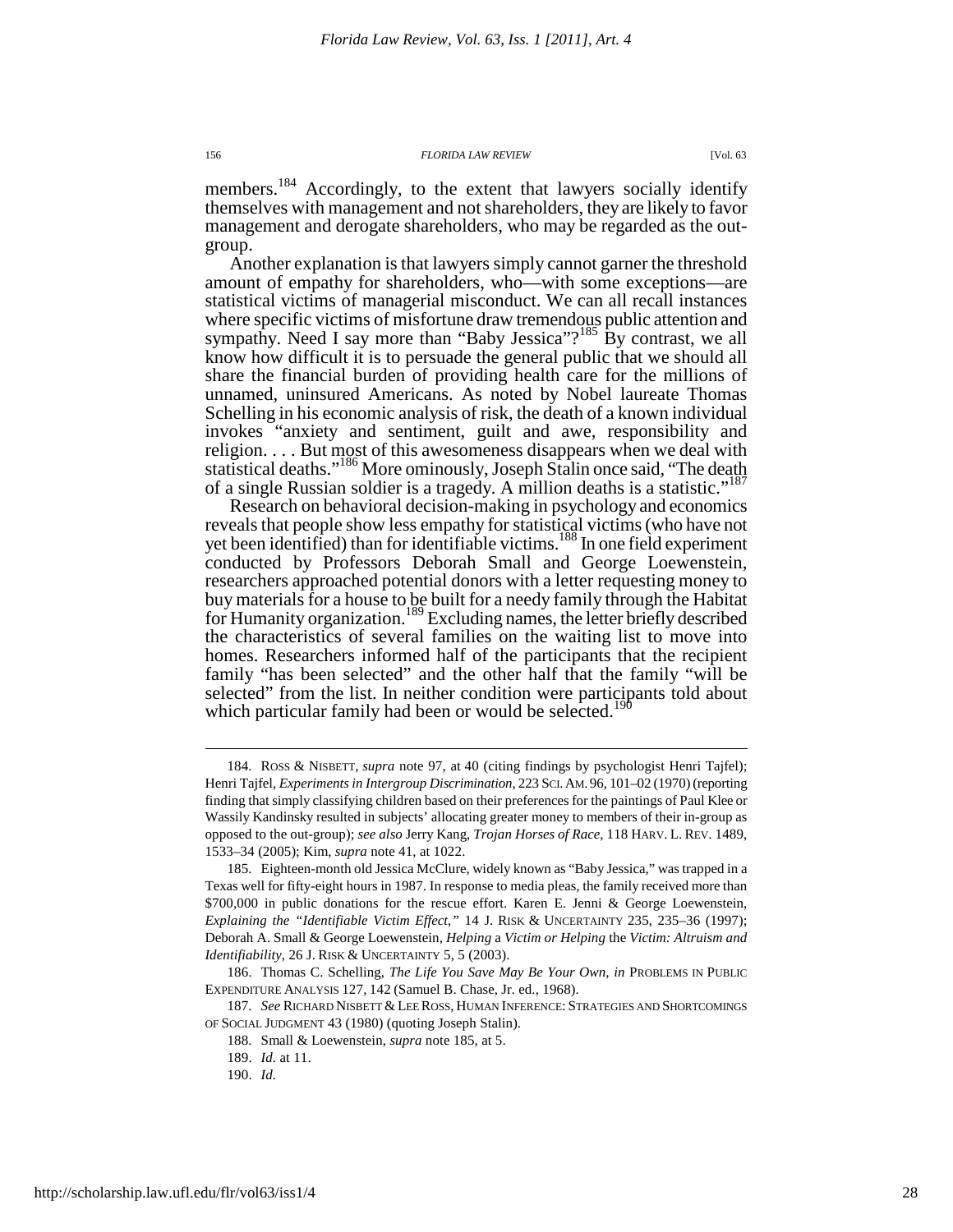members.[184] Accordingly, to the extent that lawyers socially identify themselves with management and not shareholders, they are likely to favor management and derogate shareholders, who may be regarded as the out-group.

Another explanation is that lawyers simply cannot garner the threshold amount of empathy for shareholders, who—with some exceptions—are statistical victims of managerial misconduct. We can all recall instances where specific victims of misfortune draw tremendous public attention and sympathy. Need I say more than "Baby Jessica"?[185] By contrast, we all know how difficult it is to persuade the general public that we should all share the financial burden of providing health care for the millions of unnamed, uninsured Americans. As noted by Nobel laureate Thomas Schelling in his economic analysis of risk, the death of a known individual invokes "anxiety and sentiment, guilt and awe, responsibility and religion. . . . But most of this awesomeness disappears when we deal with statistical deaths."[186] More ominously, Joseph Stalin once said, "The death of a single Russian soldier is a tragedy. A million deaths is a statistic."[187]

Research on behavioral decision-making in psychology and economics reveals that people show less empathy for statistical victims (who have not yet been identified) than for identifiable victims.[188] In one field experiment conducted by Professors Deborah Small and George Loewenstein, researchers approached potential donors with a letter requesting money to buy materials for a house to be built for a needy family through the Habitat for Humanity organization.[189] Excluding names, the letter briefly described the characteristics of several families on the waiting list to move into homes. Researchers informed half of the participants that the recipient family "has been selected" and the other half that the family "will be selected" from the list. In neither condition were participants told about which particular family had been or would be selected.[190]

---

184. ROSS & NISBETT, *supra* note 97, at 40 (citing findings by psychologist Henri Tajfel); Henri Tajfel, *Experiments in Intergroup Discrimination*, 223 SCI. AM. 96, 101–02 (1970) (reporting finding that simply classifying children based on their preferences for the paintings of Paul Klee or Wassily Kandinsky resulted in subjects' allocating greater money to members of their in-group as opposed to the out-group); *see also* Jerry Kang, *Trojan Horses of Race*, 118 HARV. L. REV. 1489, 1533–34 (2005); Kim, *supra* note 41, at 1022.

185. Eighteen-month old Jessica McClure, widely known as "Baby Jessica," was trapped in a Texas well for fifty-eight hours in 1987. In response to media pleas, the family received more than $700,000 in public donations for the rescue effort. Karen E. Jenni & George Loewenstein, *Explaining the "Identifiable Victim Effect,"* 14 J. RISK & UNCERTAINTY 235, 235–36 (1997); Deborah A. Small & George Loewenstein, *Helping* a *Victim or Helping* the *Victim: Altruism and Identifiability*, 26 J. RISK & UNCERTAINTY 5, 5 (2003).

186. Thomas C. Schelling, *The Life You Save May Be Your Own*, *in* PROBLEMS IN PUBLIC EXPENDITURE ANALYSIS 127, 142 (Samuel B. Chase, Jr. ed., 1968).

187. *See* RICHARD NISBETT & LEE ROSS, HUMAN INFERENCE: STRATEGIES AND SHORTCOMINGS OF SOCIAL JUDGMENT 43 (1980) (quoting Joseph Stalin).

188. Small & Loewenstein, *supra* note 185, at 5.

189. *Id.* at 11.

190. *Id.*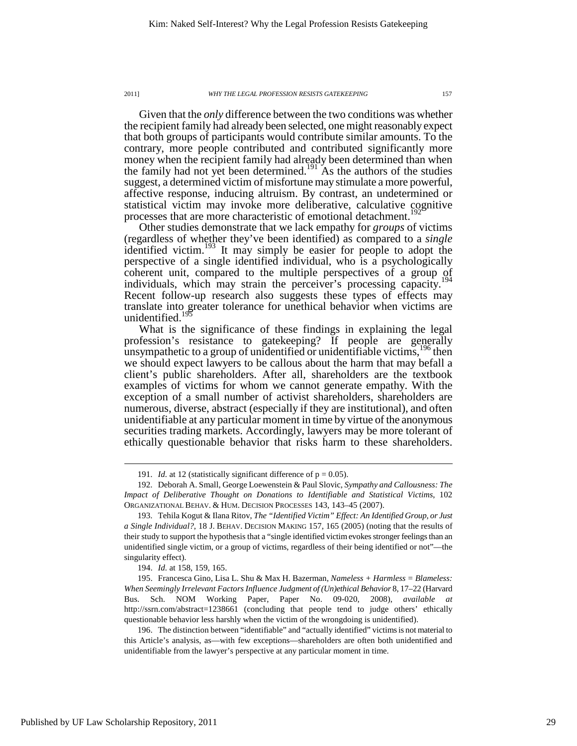Given that the *only* difference between the two conditions was whether the recipient family had already been selected, one might reasonably expect that both groups of participants would contribute similar amounts. To the contrary, more people contributed and contributed significantly more money when the recipient family had already been determined than when the family had not yet been determined.[191] As the authors of the studies suggest, a determined victim of misfortune may stimulate a more powerful, affective response, inducing altruism. By contrast, an undetermined or statistical victim may invoke more deliberative, calculative cognitive processes that are more characteristic of emotional detachment.[192]

Other studies demonstrate that we lack empathy for *groups* of victims (regardless of whether they've been identified) as compared to a *single* identified victim.[193] It may simply be easier for people to adopt the perspective of a single identified individual, who is a psychologically coherent unit, compared to the multiple perspectives of a group of individuals, which may strain the perceiver's processing capacity.[194] Recent follow-up research also suggests these types of effects may translate into greater tolerance for unethical behavior when victims are unidentified.[195]

What is the significance of these findings in explaining the legal profession's resistance to gatekeeping? If people are generally unsympathetic to a group of unidentified or unidentifiable victims,[196] then we should expect lawyers to be callous about the harm that may befall a client's public shareholders. After all, shareholders are the textbook examples of victims for whom we cannot generate empathy. With the exception of a small number of activist shareholders, shareholders are numerous, diverse, abstract (especially if they are institutional), and often unidentifiable at any particular moment in time by virtue of the anonymous securities trading markets. Accordingly, lawyers may be more tolerant of ethically questionable behavior that risks harm to these shareholders.

---

191. *Id.* at 12 (statistically significant difference of $p = 0.05$).

192. Deborah A. Small, George Loewenstein & Paul Slovic, *Sympathy and Callousness: The Impact of Deliberative Thought on Donations to Identifiable and Statistical Victims*, 102 ORGANIZATIONAL BEHAV. & HUM. DECISION PROCESSES 143, 143–45 (2007).

193. Tehila Kogut & Ilana Ritov, *The "Identified Victim" Effect: An Identified Group, or Just a Single Individual?*, 18 J. BEHAV. DECISION MAKING 157, 165 (2005) (noting that the results of their study to support the hypothesis that a "single identified victim evokes stronger feelings than an unidentified single victim, or a group of victims, regardless of their being identified or not"—the singularity effect).

194. *Id.* at 158, 159, 165.

195. Francesca Gino, Lisa L. Shu & Max H. Bazerman, *Nameless + Harmless = Blameless: When Seemingly Irrelevant Factors Influence Judgment of (Un)ethical Behavior* 8, 17–22 (Harvard Bus. Sch. NOM Working Paper, Paper No. 09-020, 2008), *available at* http://ssrn.com/abstract=1238661 (concluding that people tend to judge others' ethically questionable behavior less harshly when the victim of the wrongdoing is unidentified).

196. The distinction between "identifiable" and "actually identified" victims is not material to this Article's analysis, as—with few exceptions—shareholders are often both unidentified and unidentifiable from the lawyer's perspective at any particular moment in time.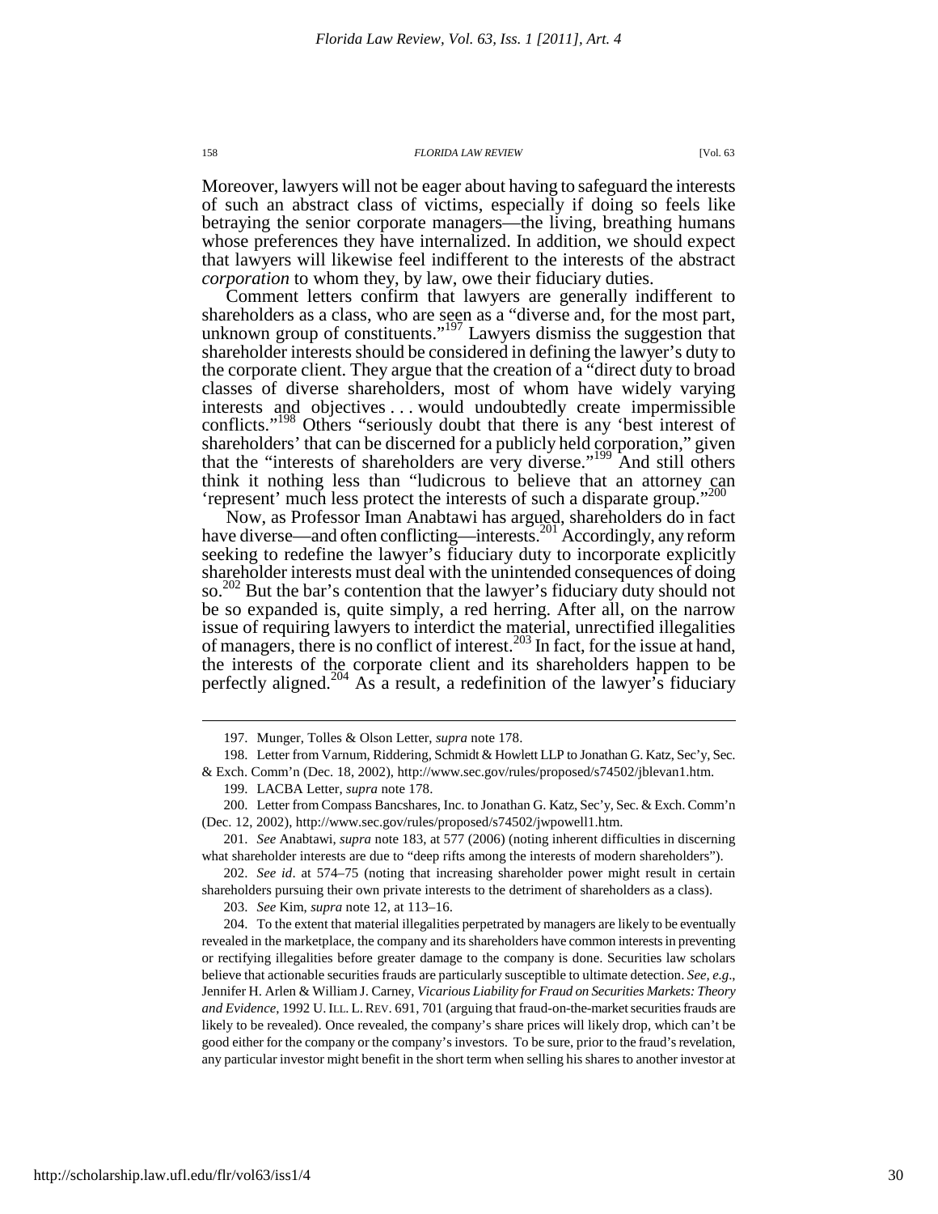Moreover, lawyers will not be eager about having to safeguard the interests of such an abstract class of victims, especially if doing so feels like betraying the senior corporate managers—the living, breathing humans whose preferences they have internalized. In addition, we should expect that lawyers will likewise feel indifferent to the interests of the abstract *corporation* to whom they, by law, owe their fiduciary duties.

Comment letters confirm that lawyers are generally indifferent to shareholders as a class, who are seen as a "diverse and, for the most part, unknown group of constituents."[197] Lawyers dismiss the suggestion that shareholder interests should be considered in defining the lawyer's duty to the corporate client. They argue that the creation of a "direct duty to broad classes of diverse shareholders, most of whom have widely varying interests and objectives . . . would undoubtedly create impermissible conflicts."[198] Others "seriously doubt that there is any 'best interest of shareholders' that can be discerned for a publicly held corporation," given that the "interests of shareholders are very diverse."[199] And still others think it nothing less than "ludicrous to believe that an attorney can 'represent' much less protect the interests of such a disparate group."[200]

Now, as Professor Iman Anabtawi has argued, shareholders do in fact have diverse—and often conflicting—interests.[201] Accordingly, any reform seeking to redefine the lawyer's fiduciary duty to incorporate explicitly shareholder interests must deal with the unintended consequences of doing so.[202] But the bar's contention that the lawyer's fiduciary duty should not be so expanded is, quite simply, a red herring. After all, on the narrow issue of requiring lawyers to interdict the material, unrectified illegalities of managers, there is no conflict of interest.[203] In fact, for the issue at hand, the interests of the corporate client and its shareholders happen to be perfectly aligned.[204] As a result, a redefinition of the lawyer's fiduciary

---

197. Munger, Tolles & Olson Letter, *supra* note 178.

198. Letter from Varnum, Riddering, Schmidt & Howlett LLP to Jonathan G. Katz, Sec'y, Sec. & Exch. Comm'n (Dec. 18, 2002), http://www.sec.gov/rules/proposed/s74502/jblevan1.htm.

199. LACBA Letter, *supra* note 178.

200. Letter from Compass Bancshares, Inc. to Jonathan G. Katz, Sec'y, Sec. & Exch. Comm'n (Dec. 12, 2002), http://www.sec.gov/rules/proposed/s74502/jwpowell1.htm.

201. *See* Anabtawi, *supra* note 183, at 577 (2006) (noting inherent difficulties in discerning what shareholder interests are due to "deep rifts among the interests of modern shareholders").

202. *See id*. at 574–75 (noting that increasing shareholder power might result in certain shareholders pursuing their own private interests to the detriment of shareholders as a class).

203. *See* Kim, *supra* note 12, at 113–16.

204. To the extent that material illegalities perpetrated by managers are likely to be eventually revealed in the marketplace, the company and its shareholders have common interests in preventing or rectifying illegalities before greater damage to the company is done. Securities law scholars believe that actionable securities frauds are particularly susceptible to ultimate detection. *See, e.g*., Jennifer H. Arlen & William J. Carney, *Vicarious Liability for Fraud on Securities Markets: Theory and Evidence*, 1992 U. ILL. L. REV. 691, 701 (arguing that fraud-on-the-market securities frauds are likely to be revealed). Once revealed, the company's share prices will likely drop, which can't be good either for the company or the company's investors. To be sure, prior to the fraud's revelation, any particular investor might benefit in the short term when selling his shares to another investor at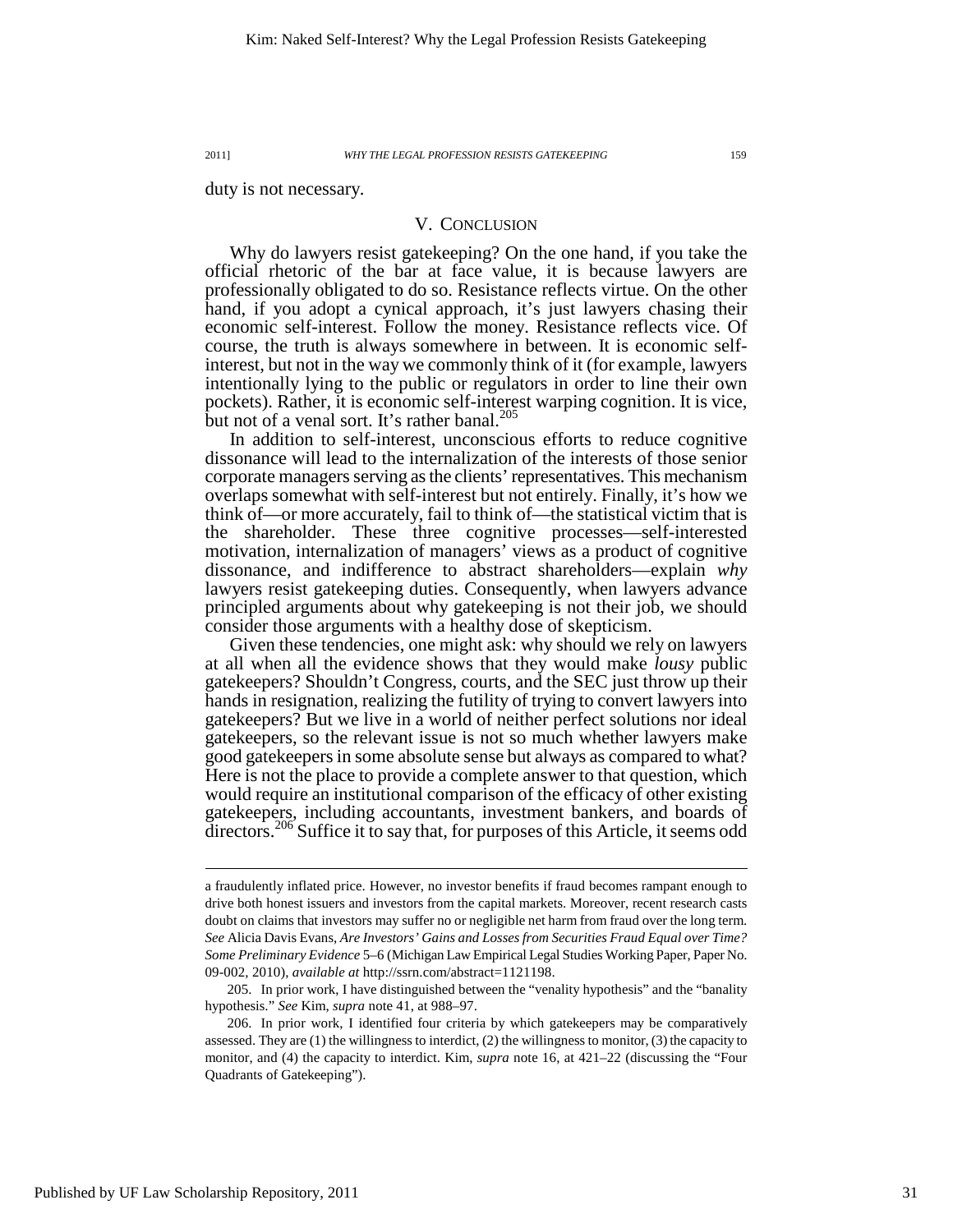duty is not necessary.

## V. CONCLUSION

Why do lawyers resist gatekeeping? On the one hand, if you take the official rhetoric of the bar at face value, it is because lawyers are professionally obligated to do so. Resistance reflects virtue. On the other hand, if you adopt a cynical approach, it's just lawyers chasing their economic self-interest. Follow the money. Resistance reflects vice. Of course, the truth is always somewhere in between. It is economic self-interest, but not in the way we commonly think of it (for example, lawyers intentionally lying to the public or regulators in order to line their own pockets). Rather, it is economic self-interest warping cognition. It is vice, but not of a venal sort. It's rather banal.[205]

In addition to self-interest, unconscious efforts to reduce cognitive dissonance will lead to the internalization of the interests of those senior corporate managers serving as the clients' representatives. This mechanism overlaps somewhat with self-interest but not entirely. Finally, it's how we think of—or more accurately, fail to think of—the statistical victim that is the shareholder. These three cognitive processes—self-interested motivation, internalization of managers' views as a product of cognitive dissonance, and indifference to abstract shareholders—explain *why* lawyers resist gatekeeping duties. Consequently, when lawyers advance principled arguments about why gatekeeping is not their job, we should consider those arguments with a healthy dose of skepticism.

Given these tendencies, one might ask: why should we rely on lawyers at all when all the evidence shows that they would make *lousy* public gatekeepers? Shouldn't Congress, courts, and the SEC just throw up their hands in resignation, realizing the futility of trying to convert lawyers into gatekeepers? But we live in a world of neither perfect solutions nor ideal gatekeepers, so the relevant issue is not so much whether lawyers make good gatekeepers in some absolute sense but always as compared to what? Here is not the place to provide a complete answer to that question, which would require an institutional comparison of the efficacy of other existing gatekeepers, including accountants, investment bankers, and boards of directors.[206] Suffice it to say that, for purposes of this Article, it seems odd

---

a fraudulently inflated price. However, no investor benefits if fraud becomes rampant enough to drive both honest issuers and investors from the capital markets. Moreover, recent research casts doubt on claims that investors may suffer no or negligible net harm from fraud over the long term. *See* Alicia Davis Evans, *Are Investors' Gains and Losses from Securities Fraud Equal over Time? Some Preliminary Evidence* 5–6 (Michigan Law Empirical Legal Studies Working Paper, Paper No. 09-002, 2010), *available at* http://ssrn.com/abstract=1121198.

205. In prior work, I have distinguished between the "venality hypothesis" and the "banality hypothesis." *See* Kim, *supra* note 41, at 988–97.

206. In prior work, I identified four criteria by which gatekeepers may be comparatively assessed. They are (1) the willingness to interdict, (2) the willingness to monitor, (3) the capacity to monitor, and (4) the capacity to interdict. Kim, *supra* note 16, at 421–22 (discussing the "Four Quadrants of Gatekeeping").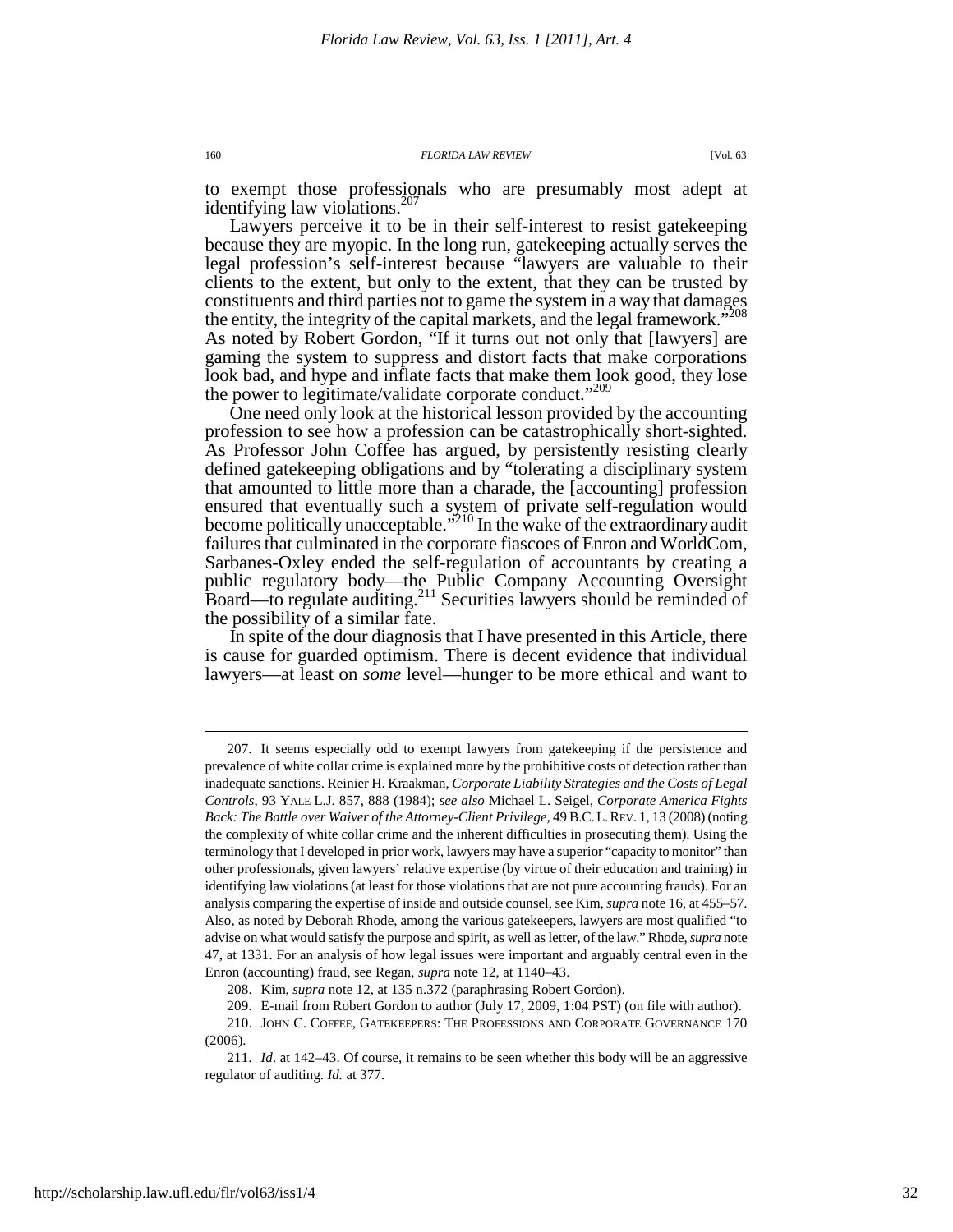to exempt those professionals who are presumably most adept at identifying law violations.[207]

Lawyers perceive it to be in their self-interest to resist gatekeeping because they are myopic. In the long run, gatekeeping actually serves the legal profession's self-interest because "lawyers are valuable to their clients to the extent, but only to the extent, that they can be trusted by constituents and third parties not to game the system in a way that damages the entity, the integrity of the capital markets, and the legal framework."[208] As noted by Robert Gordon, "If it turns out not only that [lawyers] are gaming the system to suppress and distort facts that make corporations look bad, and hype and inflate facts that make them look good, they lose the power to legitimate/validate corporate conduct."[209]

One need only look at the historical lesson provided by the accounting profession to see how a profession can be catastrophically short-sighted. As Professor John Coffee has argued, by persistently resisting clearly defined gatekeeping obligations and by "tolerating a disciplinary system that amounted to little more than a charade, the [accounting] profession ensured that eventually such a system of private self-regulation would become politically unacceptable."[210] In the wake of the extraordinary audit failures that culminated in the corporate fiascoes of Enron and WorldCom, Sarbanes-Oxley ended the self-regulation of accountants by creating a public regulatory body—the Public Company Accounting Oversight Board—to regulate auditing.[211] Securities lawyers should be reminded of the possibility of a similar fate.

In spite of the dour diagnosis that I have presented in this Article, there is cause for guarded optimism. There is decent evidence that individual lawyers—at least on *some* level—hunger to be more ethical and want to

---

207. It seems especially odd to exempt lawyers from gatekeeping if the persistence and prevalence of white collar crime is explained more by the prohibitive costs of detection rather than inadequate sanctions. Reinier H. Kraakman, *Corporate Liability Strategies and the Costs of Legal Controls*, 93 YALE L.J. 857, 888 (1984); *see also* Michael L. Seigel, *Corporate America Fights Back: The Battle over Waiver of the Attorney-Client Privilege*, 49 B.C. L. REV. 1, 13 (2008) (noting the complexity of white collar crime and the inherent difficulties in prosecuting them). Using the terminology that I developed in prior work, lawyers may have a superior "capacity to monitor" than other professionals, given lawyers' relative expertise (by virtue of their education and training) in identifying law violations (at least for those violations that are not pure accounting frauds). For an analysis comparing the expertise of inside and outside counsel, see Kim, *supra* note 16, at 455–57. Also, as noted by Deborah Rhode, among the various gatekeepers, lawyers are most qualified "to advise on what would satisfy the purpose and spirit, as well as letter, of the law." Rhode, *supra* note 47, at 1331. For an analysis of how legal issues were important and arguably central even in the Enron (accounting) fraud, see Regan, *supra* note 12, at 1140–43.

208. Kim, *supra* note 12, at 135 n.372 (paraphrasing Robert Gordon).

209. E-mail from Robert Gordon to author (July 17, 2009, 1:04 PST) (on file with author).

210. JOHN C. COFFEE, GATEKEEPERS: THE PROFESSIONS AND CORPORATE GOVERNANCE 170 (2006).

211. *Id*. at 142–43. Of course, it remains to be seen whether this body will be an aggressive regulator of auditing. *Id.* at 377.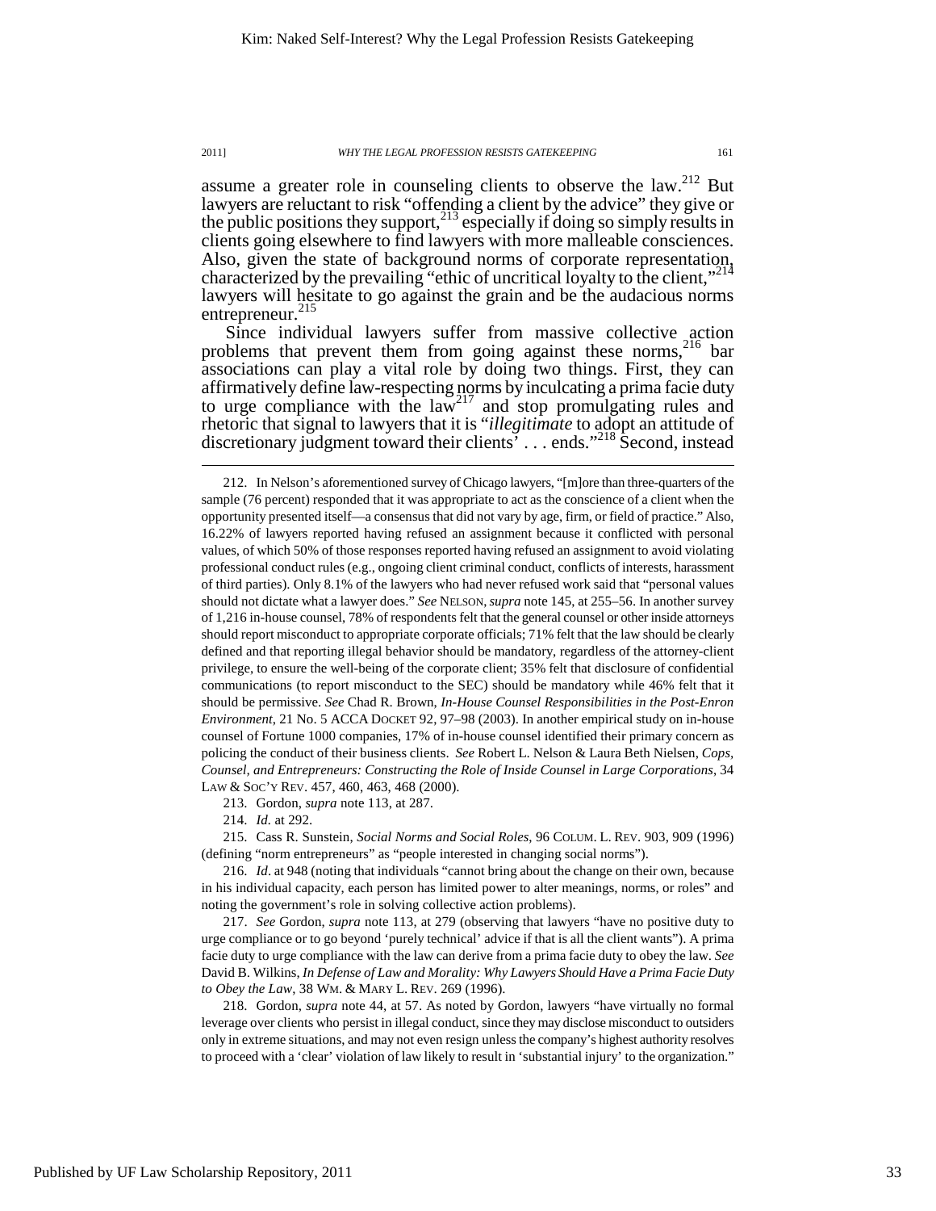assume a greater role in counseling clients to observe the law.[212] But lawyers are reluctant to risk "offending a client by the advice" they give or the public positions they support,[213] especially if doing so simply results in clients going elsewhere to find lawyers with more malleable consciences. Also, given the state of background norms of corporate representation, characterized by the prevailing "ethic of uncritical loyalty to the client,"[214] lawyers will hesitate to go against the grain and be the audacious norms entrepreneur.[215]

Since individual lawyers suffer from massive collective action problems that prevent them from going against these norms,[216] bar associations can play a vital role by doing two things. First, they can affirmatively define law-respecting norms by inculcating a prima facie duty to urge compliance with the law[217] and stop promulgating rules and rhetoric that signal to lawyers that it is "*illegitimate* to adopt an attitude of discretionary judgment toward their clients' . . . ends."[218] Second, instead

212. In Nelson's aforementioned survey of Chicago lawyers, "[m]ore than three-quarters of the sample (76 percent) responded that it was appropriate to act as the conscience of a client when the opportunity presented itself—a consensus that did not vary by age, firm, or field of practice." Also, 16.22% of lawyers reported having refused an assignment because it conflicted with personal values, of which 50% of those responses reported having refused an assignment to avoid violating professional conduct rules (e.g., ongoing client criminal conduct, conflicts of interests, harassment of third parties). Only 8.1% of the lawyers who had never refused work said that "personal values should not dictate what a lawyer does." *See* NELSON, *supra* note 145, at 255–56. In another survey of 1,216 in-house counsel, 78% of respondents felt that the general counsel or other inside attorneys should report misconduct to appropriate corporate officials; 71% felt that the law should be clearly defined and that reporting illegal behavior should be mandatory, regardless of the attorney-client privilege, to ensure the well-being of the corporate client; 35% felt that disclosure of confidential communications (to report misconduct to the SEC) should be mandatory while 46% felt that it should be permissive. *See* Chad R. Brown, *In-House Counsel Responsibilities in the Post-Enron Environment*, 21 No. 5 ACCA DOCKET 92, 97–98 (2003). In another empirical study on in-house counsel of Fortune 1000 companies, 17% of in-house counsel identified their primary concern as policing the conduct of their business clients. *See* Robert L. Nelson & Laura Beth Nielsen, *Cops, Counsel, and Entrepreneurs: Constructing the Role of Inside Counsel in Large Corporations*, 34 LAW & SOC'Y REV. 457, 460, 463, 468 (2000).

213. Gordon, *supra* note 113, at 287.

214. *Id.* at 292.

215. Cass R. Sunstein, *Social Norms and Social Roles*, 96 COLUM. L. REV. 903, 909 (1996) (defining "norm entrepreneurs" as "people interested in changing social norms").

216. *Id*. at 948 (noting that individuals "cannot bring about the change on their own, because in his individual capacity, each person has limited power to alter meanings, norms, or roles" and noting the government's role in solving collective action problems).

217. *See* Gordon, *supra* note 113, at 279 (observing that lawyers "have no positive duty to urge compliance or to go beyond 'purely technical' advice if that is all the client wants"). A prima facie duty to urge compliance with the law can derive from a prima facie duty to obey the law. *See* David B. Wilkins, *In Defense of Law and Morality: Why Lawyers Should Have a Prima Facie Duty to Obey the Law*, 38 WM. & MARY L. REV. 269 (1996).

218. Gordon, *supra* note 44, at 57. As noted by Gordon, lawyers "have virtually no formal leverage over clients who persist in illegal conduct, since they may disclose misconduct to outsiders only in extreme situations, and may not even resign unless the company's highest authority resolves to proceed with a 'clear' violation of law likely to result in 'substantial injury' to the organization."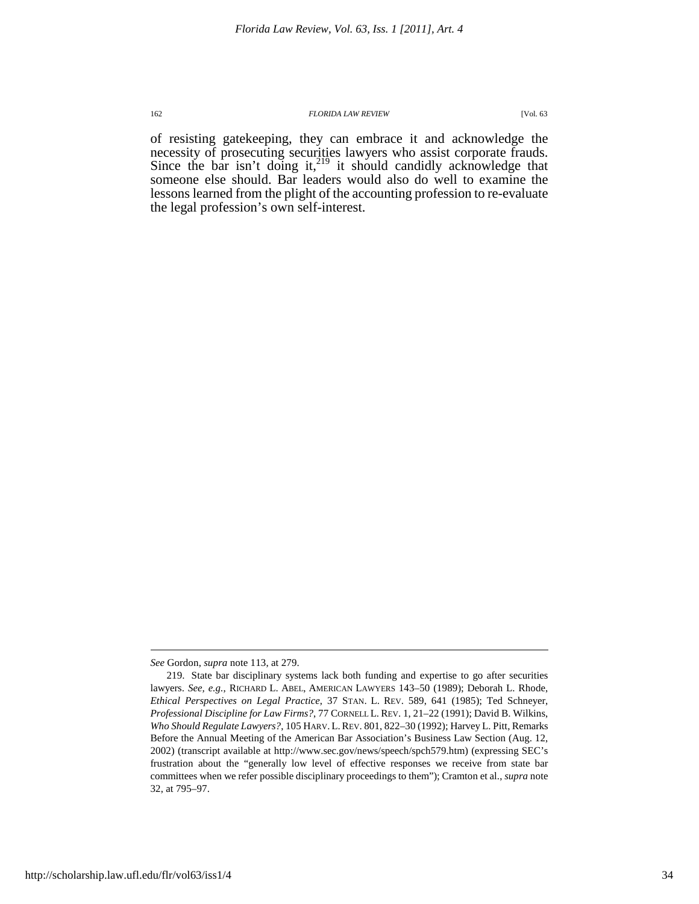of resisting gatekeeping, they can embrace it and acknowledge the necessity of prosecuting securities lawyers who assist corporate frauds. Since the bar isn't doing it,[219] it should candidly acknowledge that someone else should. Bar leaders would also do well to examine the lessons learned from the plight of the accounting profession to re-evaluate the legal profession's own self-interest.

---

*See* Gordon, *supra* note 113, at 279.

219. State bar disciplinary systems lack both funding and expertise to go after securities lawyers. *See, e.g.*, RICHARD L. ABEL, AMERICAN LAWYERS 143–50 (1989); Deborah L. Rhode, *Ethical Perspectives on Legal Practice*, 37 STAN. L. REV. 589, 641 (1985); Ted Schneyer, *Professional Discipline for Law Firms?*, 77 CORNELL L. REV. 1, 21–22 (1991); David B. Wilkins, *Who Should Regulate Lawyers?*, 105 HARV. L. REV. 801, 822–30 (1992); Harvey L. Pitt, Remarks Before the Annual Meeting of the American Bar Association's Business Law Section (Aug. 12, 2002) (transcript available at http://www.sec.gov/news/speech/spch579.htm) (expressing SEC's frustration about the "generally low level of effective responses we receive from state bar committees when we refer possible disciplinary proceedings to them"); Cramton et al., *supra* note 32, at 795–97.